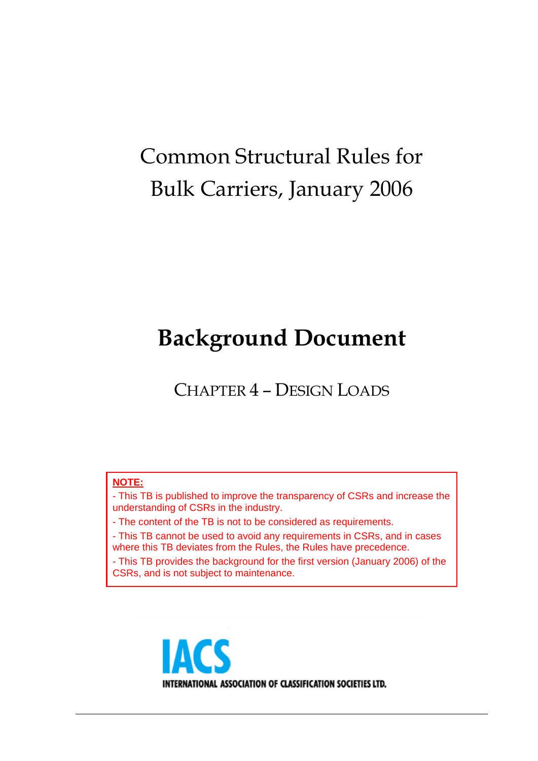# Common Structural Rules for Bulk Carriers, January 2006

# Background Document

## CHAPTER 4 – DESIGN LOADS

**NOTE:**

- This TB is published to improve the transparency of CSRs and increase the understanding of CSRs in the industry.
- The content of the TB is not to be considered as requirements.
- This TB cannot be used to avoid any requirements in CSRs, and in cases where this TB deviates from the Rules, the Rules have precedence.
- This TB provides the background for the first version (January 2006) of the CSRs, and is not subject to maintenance.

IACS

INTERNATIONAL ASSOCIATION OF CLASSIFICATION SOCIETIES LTD.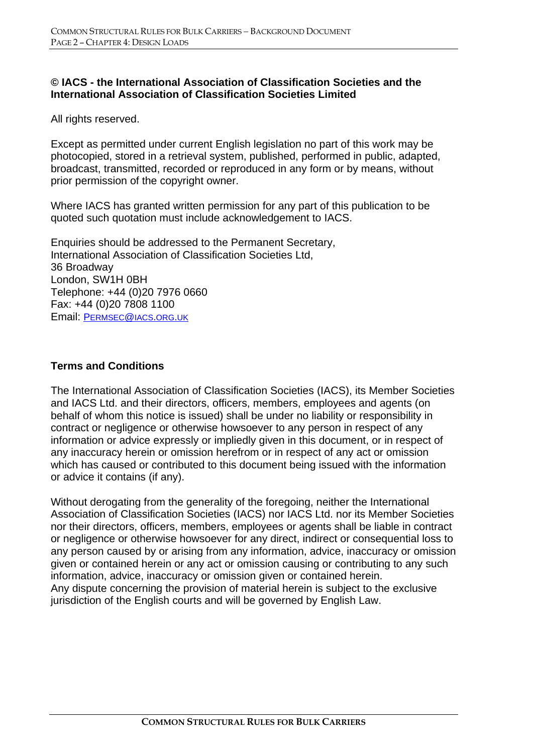**© IACS - the International Association of Classification Societies and the International Association of Classification Societies Limited**

All rights reserved.

Except as permitted under current English legislation no part of this work may be photocopied, stored in a retrieval system, published, performed in public, adapted, broadcast, transmitted, recorded or reproduced in any form or by means, without prior permission of the copyright owner.

Where IACS has granted written permission for any part of this publication to be quoted such quotation must include acknowledgement to IACS.

Enquiries should be addressed to the Permanent Secretary,
International Association of Classification Societies Ltd,
36 Broadway
London, SW1H 0BH
Telephone: +44 (0)20 7976 0660
Fax: +44 (0)20 7808 1100
Email: PERMSEC@IACS.ORG.UK

**Terms and Conditions**

The International Association of Classification Societies (IACS), its Member Societies and IACS Ltd. and their directors, officers, members, employees and agents (on behalf of whom this notice is issued) shall be under no liability or responsibility in contract or negligence or otherwise howsoever to any person in respect of any information or advice expressly or impliedly given in this document, or in respect of any inaccuracy herein or omission herefrom or in respect of any act or omission which has caused or contributed to this document being issued with the information or advice it contains (if any).

Without derogating from the generality of the foregoing, neither the International Association of Classification Societies (IACS) nor IACS Ltd. nor its Member Societies nor their directors, officers, members, employees or agents shall be liable in contract or negligence or otherwise howsoever for any direct, indirect or consequential loss to any person caused by or arising from any information, advice, inaccuracy or omission given or contained herein or any act or omission causing or contributing to any such information, advice, inaccuracy or omission given or contained herein.
Any dispute concerning the provision of material herein is subject to the exclusive jurisdiction of the English courts and will be governed by English Law.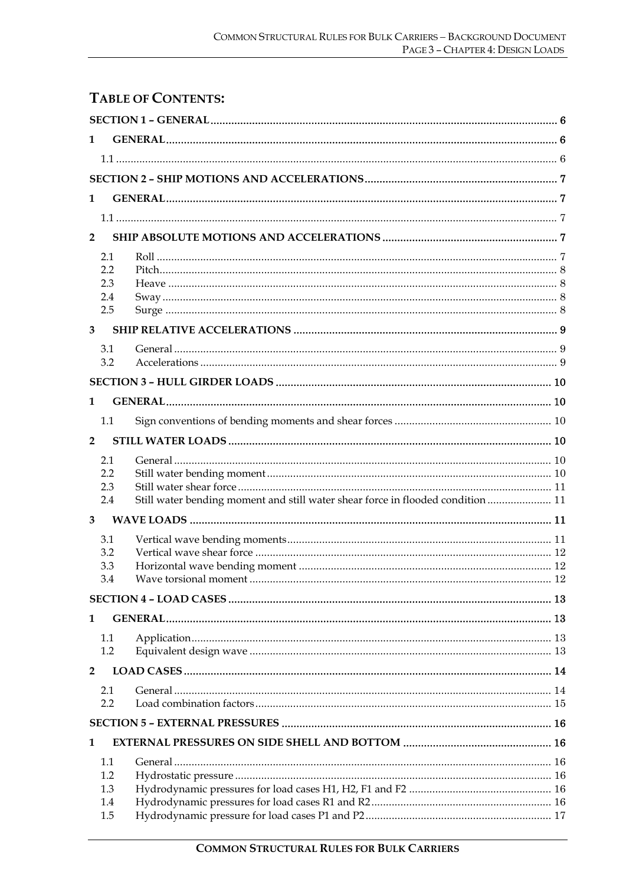# TABLE OF CONTENTS:

**SECTION 1 – GENERAL** ..... 6

**1 GENERAL** ..... 6

1.1 ..... 6

**SECTION 2 – SHIP MOTIONS AND ACCELERATIONS** ..... 7

**1 GENERAL** ..... 7

1.1 ..... 7

**2 SHIP ABSOLUTE MOTIONS AND ACCELERATIONS** ..... 7

- 2.1 Roll ..... 7
- 2.2 Pitch ..... 8
- 2.3 Heave ..... 8
- 2.4 Sway ..... 8
- 2.5 Surge ..... 8

**3 SHIP RELATIVE ACCELERATIONS** ..... 9

- 3.1 General ..... 9
- 3.2 Accelerations ..... 9

**SECTION 3 – HULL GIRDER LOADS** ..... 10

**1 GENERAL** ..... 10

- 1.1 Sign conventions of bending moments and shear forces ..... 10

**2 STILL WATER LOADS** ..... 10

- 2.1 General ..... 10
- 2.2 Still water bending moment ..... 10
- 2.3 Still water shear force ..... 11
- 2.4 Still water bending moment and still water shear force in flooded condition ..... 11

**3 WAVE LOADS** ..... 11

- 3.1 Vertical wave bending moments ..... 11
- 3.2 Vertical wave shear force ..... 12
- 3.3 Horizontal wave bending moment ..... 12
- 3.4 Wave torsional moment ..... 12

**SECTION 4 – LOAD CASES** ..... 13

**1 GENERAL** ..... 13

- 1.1 Application ..... 13
- 1.2 Equivalent design wave ..... 13

**2 LOAD CASES** ..... 14

- 2.1 General ..... 14
- 2.2 Load combination factors ..... 15

**SECTION 5 – EXTERNAL PRESSURES** ..... 16

**1 EXTERNAL PRESSURES ON SIDE SHELL AND BOTTOM** ..... 16

- 1.1 General ..... 16
- 1.2 Hydrostatic pressure ..... 16
- 1.3 Hydrodynamic pressures for load cases H1, H2, F1 and F2 ..... 16
- 1.4 Hydrodynamic pressures for load cases R1 and R2 ..... 16
- 1.5 Hydrodynamic pressure for load cases P1 and P2 ..... 17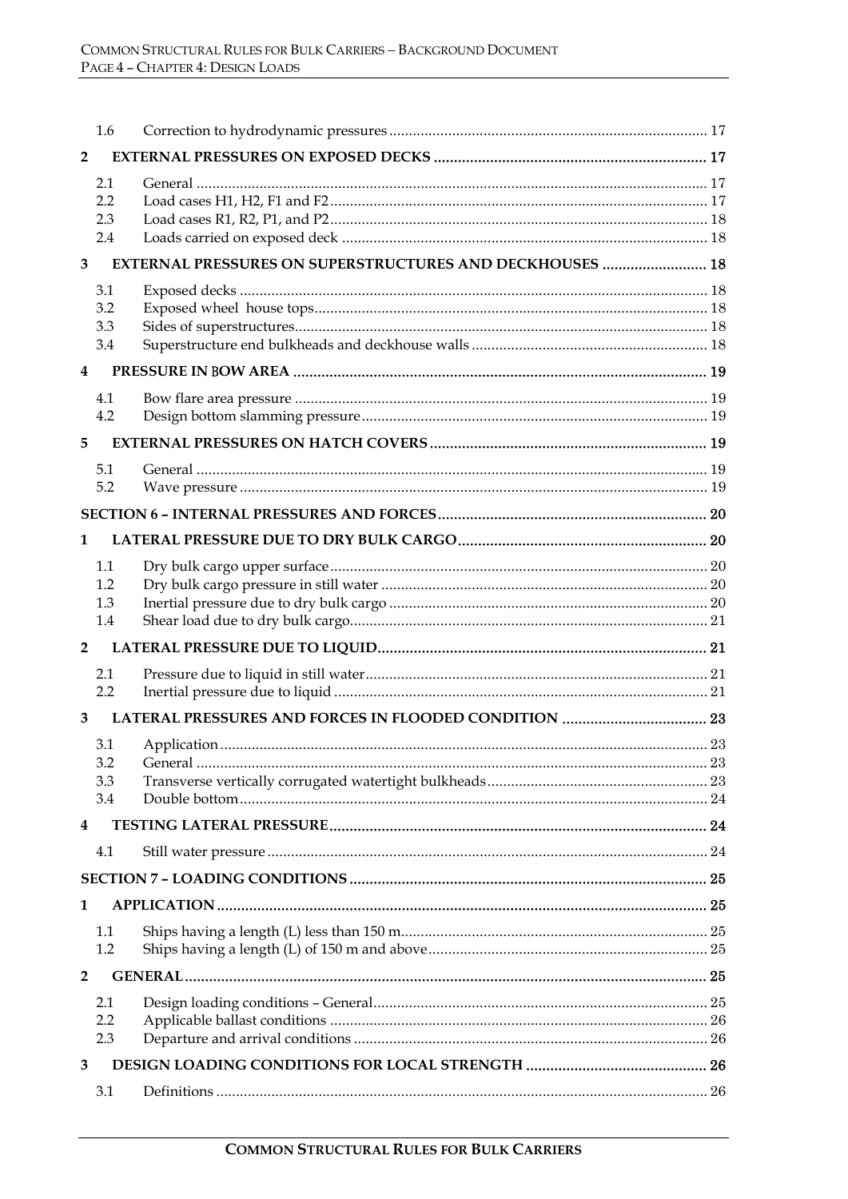| | | |
|---|---|---|
| 1.6 | Correction to hydrodynamic pressures | 17 |
| **2** | **EXTERNAL PRESSURES ON EXPOSED DECKS** | **17** |
| 2.1 | General | 17 |
| 2.2 | Load cases H1, H2, F1 and F2 | 17 |
| 2.3 | Load cases R1, R2, P1, and P2 | 18 |
| 2.4 | Loads carried on exposed deck | 18 |
| **3** | **EXTERNAL PRESSURES ON SUPERSTRUCTURES AND DECKHOUSES** | **18** |
| 3.1 | Exposed decks | 18 |
| 3.2 | Exposed wheel house tops | 18 |
| 3.3 | Sides of superstructures | 18 |
| 3.4 | Superstructure end bulkheads and deckhouse walls | 18 |
| **4** | **PRESSURE IN BOW AREA** | **19** |
| 4.1 | Bow flare area pressure | 19 |
| 4.2 | Design bottom slamming pressure | 19 |
| **5** | **EXTERNAL PRESSURES ON HATCH COVERS** | **19** |
| 5.1 | General | 19 |
| 5.2 | Wave pressure | 19 |
| | **SECTION 6 – INTERNAL PRESSURES AND FORCES** | **20** |
| **1** | **LATERAL PRESSURE DUE TO DRY BULK CARGO** | **20** |
| 1.1 | Dry bulk cargo upper surface | 20 |
| 1.2 | Dry bulk cargo pressure in still water | 20 |
| 1.3 | Inertial pressure due to dry bulk cargo | 20 |
| 1.4 | Shear load due to dry bulk cargo | 21 |
| **2** | **LATERAL PRESSURE DUE TO LIQUID** | **21** |
| 2.1 | Pressure due to liquid in still water | 21 |
| 2.2 | Inertial pressure due to liquid | 21 |
| **3** | **LATERAL PRESSURES AND FORCES IN FLOODED CONDITION** | **23** |
| 3.1 | Application | 23 |
| 3.2 | General | 23 |
| 3.3 | Transverse vertically corrugated watertight bulkheads | 23 |
| 3.4 | Double bottom | 24 |
| **4** | **TESTING LATERAL PRESSURE** | **24** |
| 4.1 | Still water pressure | 24 |
| | **SECTION 7 – LOADING CONDITIONS** | **25** |
| **1** | **APPLICATION** | **25** |
| 1.1 | Ships having a length (L) less than 150 m | 25 |
| 1.2 | Ships having a length (L) of 150 m and above | 25 |
| **2** | **GENERAL** | **25** |
| 2.1 | Design loading conditions – General | 25 |
| 2.2 | Applicable ballast conditions | 26 |
| 2.3 | Departure and arrival conditions | 26 |
| **3** | **DESIGN LOADING CONDITIONS FOR LOCAL STRENGTH** | **26** |
| 3.1 | Definitions | 26 |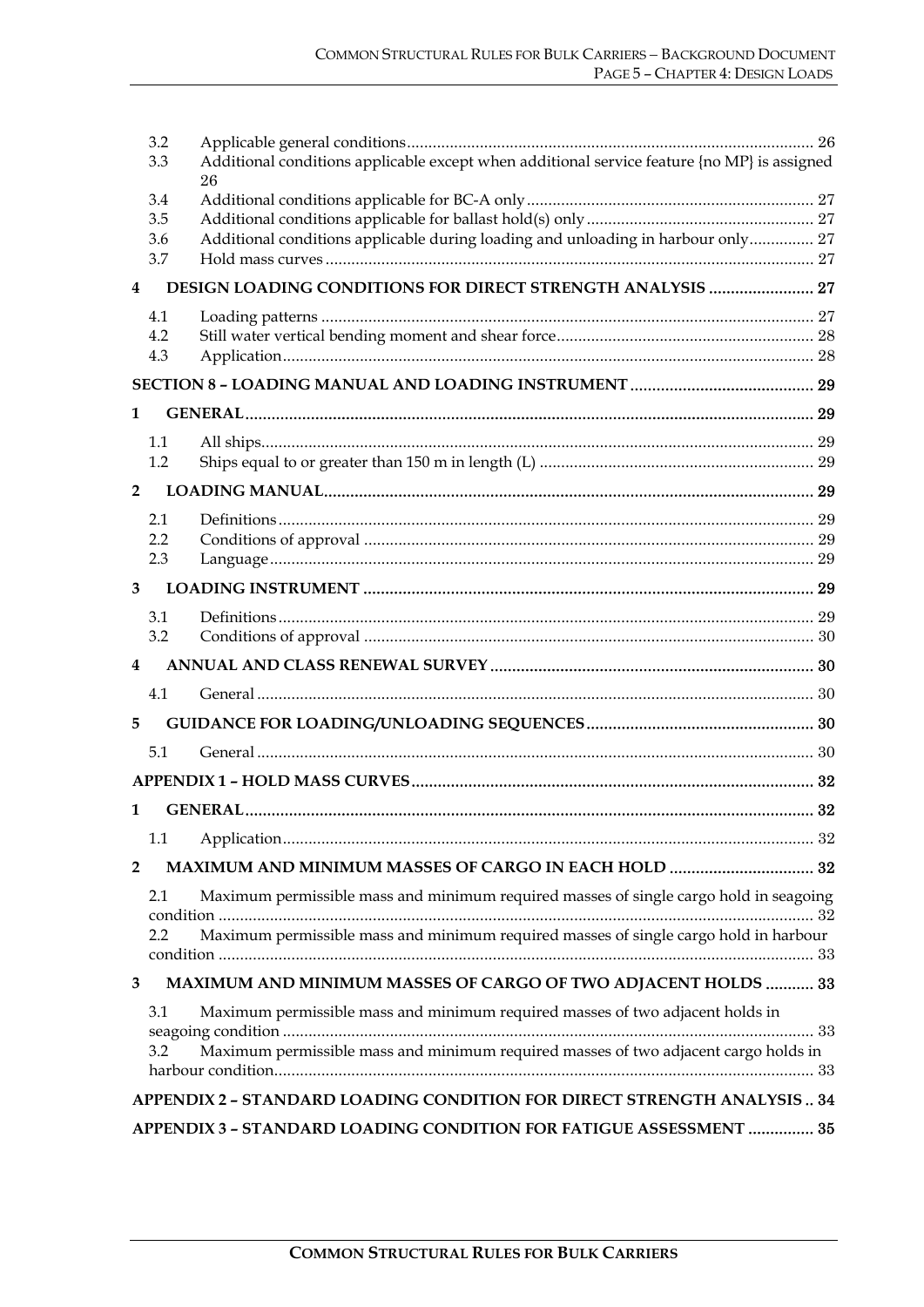3.2 Applicable general conditions ........ 26
3.3 Additional conditions applicable except when additional service feature {no MP} is assigned 26
3.4 Additional conditions applicable for BC-A only ........ 27
3.5 Additional conditions applicable for ballast hold(s) only ........ 27
3.6 Additional conditions applicable during loading and unloading in harbour only ........ 27
3.7 Hold mass curves ........ 27

**4 DESIGN LOADING CONDITIONS FOR DIRECT STRENGTH ANALYSIS ........ 27**

4.1 Loading patterns ........ 27
4.2 Still water vertical bending moment and shear force ........ 28
4.3 Application ........ 28

**SECTION 8 – LOADING MANUAL AND LOADING INSTRUMENT ........ 29**

**1 GENERAL ........ 29**

1.1 All ships ........ 29
1.2 Ships equal to or greater than 150 m in length (L) ........ 29

**2 LOADING MANUAL ........ 29**

2.1 Definitions ........ 29
2.2 Conditions of approval ........ 29
2.3 Language ........ 29

**3 LOADING INSTRUMENT ........ 29**

3.1 Definitions ........ 29
3.2 Conditions of approval ........ 30

**4 ANNUAL AND CLASS RENEWAL SURVEY ........ 30**

4.1 General ........ 30

**5 GUIDANCE FOR LOADING/UNLOADING SEQUENCES ........ 30**

5.1 General ........ 30

**APPENDIX 1 – HOLD MASS CURVES ........ 32**

**1 GENERAL ........ 32**

1.1 Application ........ 32

**2 MAXIMUM AND MINIMUM MASSES OF CARGO IN EACH HOLD ........ 32**

2.1 Maximum permissible mass and minimum required masses of single cargo hold in seagoing condition ........ 32
2.2 Maximum permissible mass and minimum required masses of single cargo hold in harbour condition ........ 33

**3 MAXIMUM AND MINIMUM MASSES OF CARGO OF TWO ADJACENT HOLDS ........ 33**

3.1 Maximum permissible mass and minimum required masses of two adjacent holds in seagoing condition ........ 33
3.2 Maximum permissible mass and minimum required masses of two adjacent cargo holds in harbour condition ........ 33

**APPENDIX 2 – STANDARD LOADING CONDITION FOR DIRECT STRENGTH ANALYSIS .. 34**

**APPENDIX 3 – STANDARD LOADING CONDITION FOR FATIGUE ASSESSMENT ........ 35**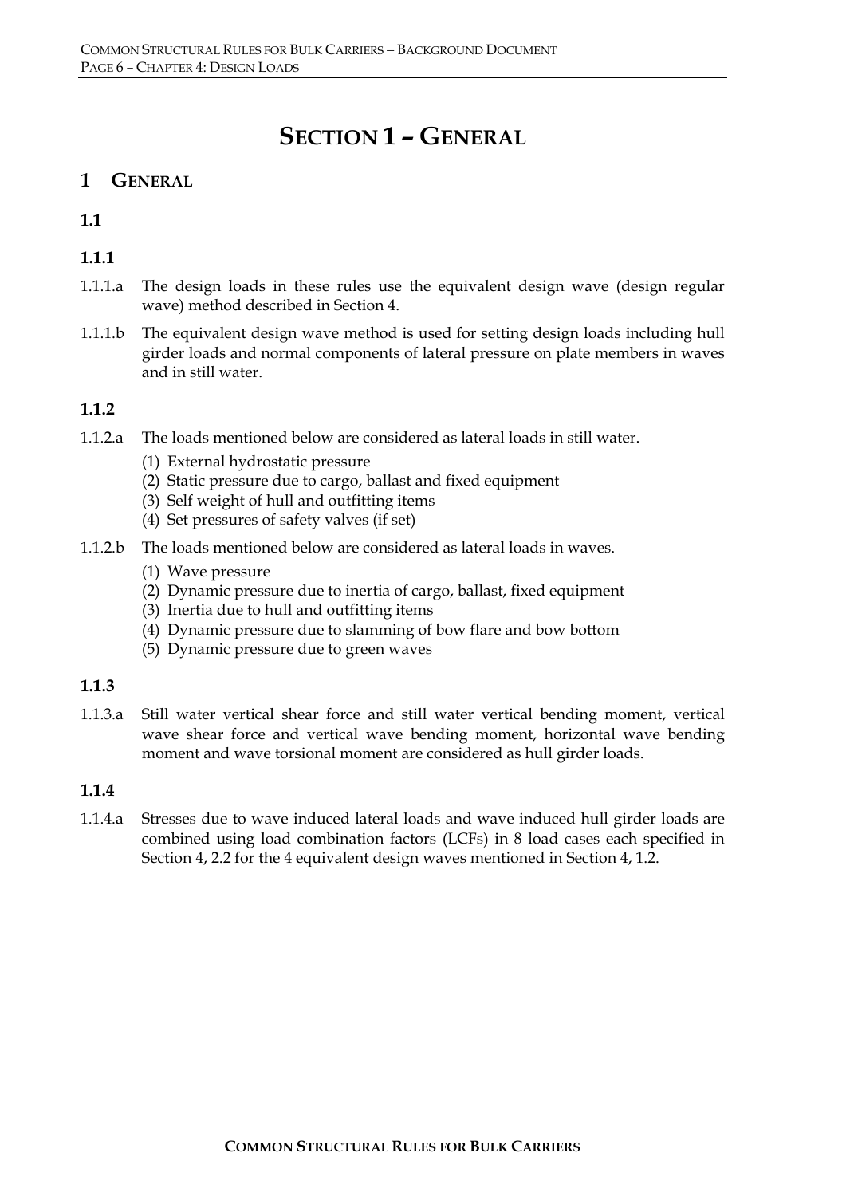# SECTION 1 – GENERAL

## 1 GENERAL

### 1.1

#### 1.1.1

1.1.1.a The design loads in these rules use the equivalent design wave (design regular wave) method described in Section 4.

1.1.1.b The equivalent design wave method is used for setting design loads including hull girder loads and normal components of lateral pressure on plate members in waves and in still water.

#### 1.1.2

1.1.2.a The loads mentioned below are considered as lateral loads in still water.

(1) External hydrostatic pressure
(2) Static pressure due to cargo, ballast and fixed equipment
(3) Self weight of hull and outfitting items
(4) Set pressures of safety valves (if set)

1.1.2.b The loads mentioned below are considered as lateral loads in waves.

(1) Wave pressure
(2) Dynamic pressure due to inertia of cargo, ballast, fixed equipment
(3) Inertia due to hull and outfitting items
(4) Dynamic pressure due to slamming of bow flare and bow bottom
(5) Dynamic pressure due to green waves

#### 1.1.3

1.1.3.a Still water vertical shear force and still water vertical bending moment, vertical wave shear force and vertical wave bending moment, horizontal wave bending moment and wave torsional moment are considered as hull girder loads.

#### 1.1.4

1.1.4.a Stresses due to wave induced lateral loads and wave induced hull girder loads are combined using load combination factors (LCFs) in 8 load cases each specified in Section 4, 2.2 for the 4 equivalent design waves mentioned in Section 4, 1.2.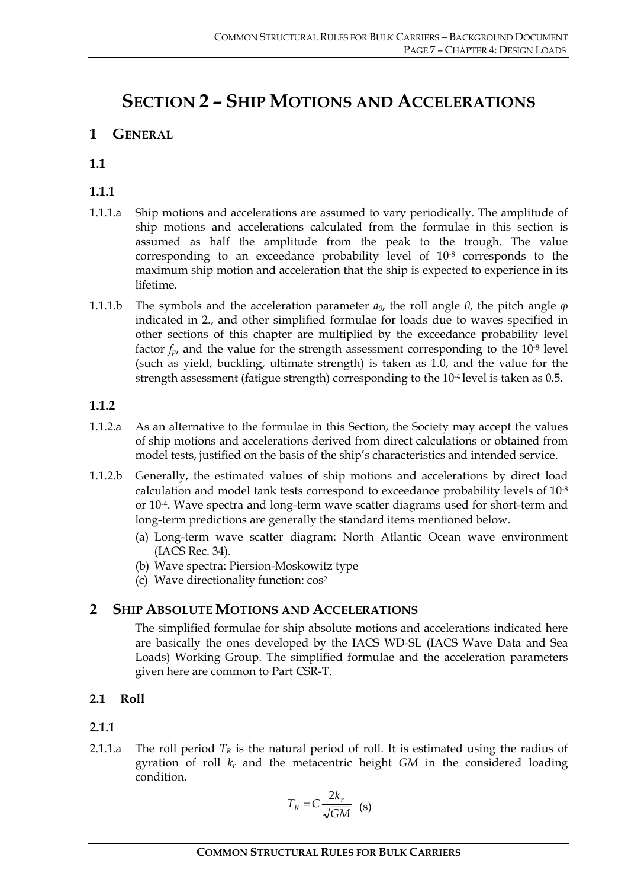# SECTION 2 – SHIP MOTIONS AND ACCELERATIONS

## 1 GENERAL

### 1.1

### 1.1.1

1.1.1.a Ship motions and accelerations are assumed to vary periodically. The amplitude of ship motions and accelerations calculated from the formulae in this section is assumed as half the amplitude from the peak to the trough. The value corresponding to an exceedance probability level of $10^{-8}$ corresponds to the maximum ship motion and acceleration that the ship is expected to experience in its lifetime.

1.1.1.b The symbols and the acceleration parameter $a_0$, the roll angle $\theta$, the pitch angle $\varphi$ indicated in 2., and other simplified formulae for loads due to waves specified in other sections of this chapter are multiplied by the exceedance probability level factor $f_p$, and the value for the strength assessment corresponding to the $10^{-8}$ level (such as yield, buckling, ultimate strength) is taken as 1.0, and the value for the strength assessment (fatigue strength) corresponding to the $10^{-4}$ level is taken as 0.5.

### 1.1.2

1.1.2.a As an alternative to the formulae in this Section, the Society may accept the values of ship motions and accelerations derived from direct calculations or obtained from model tests, justified on the basis of the ship's characteristics and intended service.

1.1.2.b Generally, the estimated values of ship motions and accelerations by direct load calculation and model tank tests correspond to exceedance probability levels of $10^{-8}$ or $10^{-4}$. Wave spectra and long-term wave scatter diagrams used for short-term and long-term predictions are generally the standard items mentioned below.

(a) Long-term wave scatter diagram: North Atlantic Ocean wave environment (IACS Rec. 34).

(b) Wave spectra: Piersion-Moskowitz type

(c) Wave directionality function: $\cos^2$

## 2 SHIP ABSOLUTE MOTIONS AND ACCELERATIONS

The simplified formulae for ship absolute motions and accelerations indicated here are basically the ones developed by the IACS WD-SL (IACS Wave Data and Sea Loads) Working Group. The simplified formulae and the acceleration parameters given here are common to Part CSR-T.

### 2.1 Roll

### 2.1.1

2.1.1.a The roll period $T_R$ is the natural period of roll. It is estimated using the radius of gyration of roll $k_r$ and the metacentric height $GM$ in the considered loading condition.

$$T_R = C\frac{2k_r}{\sqrt{GM}} \quad \text{(s)}$$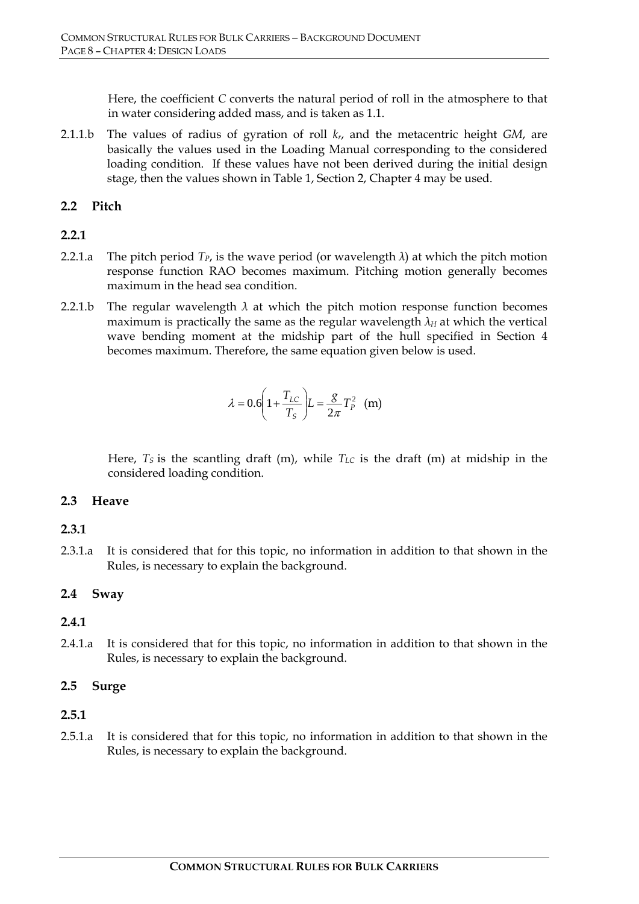Here, the coefficient $C$ converts the natural period of roll in the atmosphere to that in water considering added mass, and is taken as 1.1.

2.1.1.b The values of radius of gyration of roll $k_r$, and the metacentric height $GM$, are basically the values used in the Loading Manual corresponding to the considered loading condition. If these values have not been derived during the initial design stage, then the values shown in Table 1, Section 2, Chapter 4 may be used.

## 2.2 Pitch

### 2.2.1

2.2.1.a The pitch period $T_P$, is the wave period (or wavelength $\lambda$) at which the pitch motion response function RAO becomes maximum. Pitching motion generally becomes maximum in the head sea condition.

2.2.1.b The regular wavelength $\lambda$ at which the pitch motion response function becomes maximum is practically the same as the regular wavelength $\lambda_H$ at which the vertical wave bending moment at the midship part of the hull specified in Section 4 becomes maximum. Therefore, the same equation given below is used.

$$\lambda = 0.6\left(1 + \frac{T_{LC}}{T_S}\right)L = \frac{g}{2\pi}T_P^2 \quad \text{(m)}$$

Here, $T_S$ is the scantling draft (m), while $T_{LC}$ is the draft (m) at midship in the considered loading condition.

## 2.3 Heave

### 2.3.1

2.3.1.a It is considered that for this topic, no information in addition to that shown in the Rules, is necessary to explain the background.

## 2.4 Sway

### 2.4.1

2.4.1.a It is considered that for this topic, no information in addition to that shown in the Rules, is necessary to explain the background.

## 2.5 Surge

### 2.5.1

2.5.1.a It is considered that for this topic, no information in addition to that shown in the Rules, is necessary to explain the background.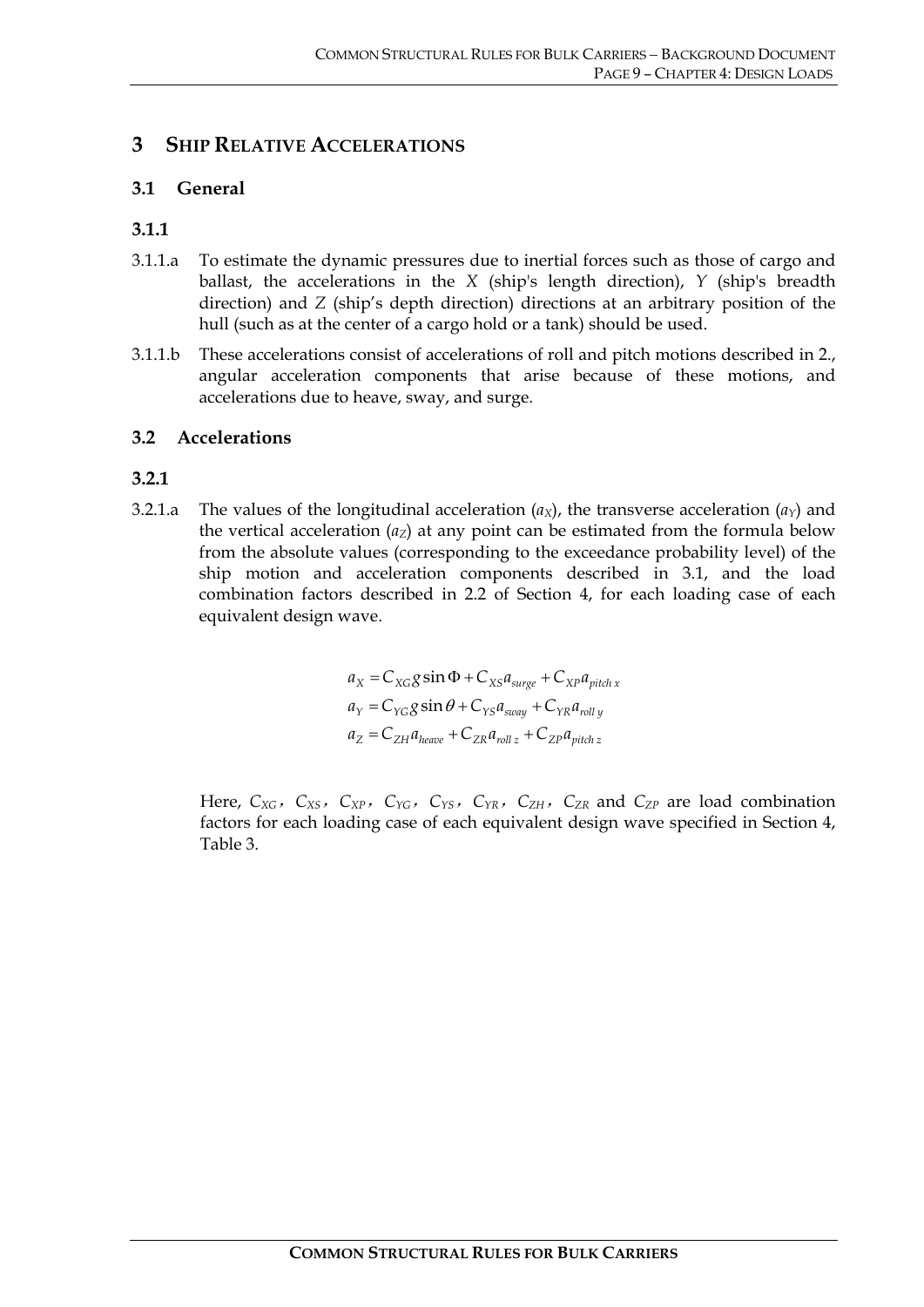# 3 SHIP RELATIVE ACCELERATIONS

## 3.1 General

### 3.1.1

3.1.1.a To estimate the dynamic pressures due to inertial forces such as those of cargo and ballast, the accelerations in the $X$ (ship's length direction), $Y$ (ship's breadth direction) and $Z$ (ship's depth direction) directions at an arbitrary position of the hull (such as at the center of a cargo hold or a tank) should be used.

3.1.1.b These accelerations consist of accelerations of roll and pitch motions described in 2., angular acceleration components that arise because of these motions, and accelerations due to heave, sway, and surge.

## 3.2 Accelerations

### 3.2.1

3.2.1.a The values of the longitudinal acceleration ($a_X$), the transverse acceleration ($a_Y$) and the vertical acceleration ($a_Z$) at any point can be estimated from the formula below from the absolute values (corresponding to the exceedance probability level) of the ship motion and acceleration components described in 3.1, and the load combination factors described in 2.2 of Section 4, for each loading case of each equivalent design wave.

$$a_X = C_{XG} g \sin \Phi + C_{XS} a_{surge} + C_{XP} a_{pitch\,x}$$

$$a_Y = C_{YG} g \sin \theta + C_{YS} a_{sway} + C_{YR} a_{roll\,y}$$

$$a_Z = C_{ZH} a_{heave} + C_{ZR} a_{roll\,z} + C_{ZP} a_{pitch\,z}$$

Here, $C_{XG}$, $C_{XS}$, $C_{XP}$, $C_{YG}$, $C_{YS}$, $C_{YR}$, $C_{ZH}$, $C_{ZR}$ and $C_{ZP}$ are load combination factors for each loading case of each equivalent design wave specified in Section 4, Table 3.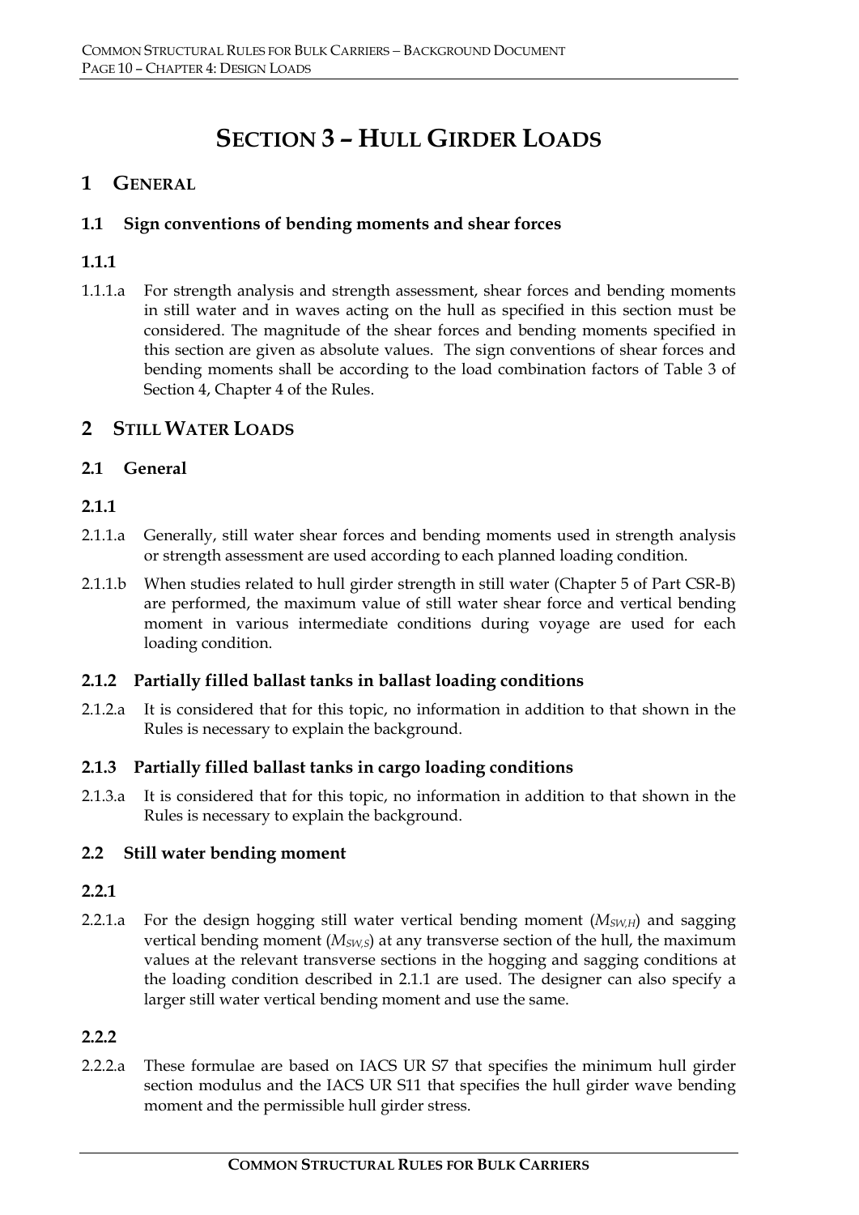# SECTION 3 – HULL GIRDER LOADS

## 1 GENERAL

### 1.1 Sign conventions of bending moments and shear forces

#### 1.1.1

1.1.1.a For strength analysis and strength assessment, shear forces and bending moments in still water and in waves acting on the hull as specified in this section must be considered. The magnitude of the shear forces and bending moments specified in this section are given as absolute values. The sign conventions of shear forces and bending moments shall be according to the load combination factors of Table 3 of Section 4, Chapter 4 of the Rules.

## 2 STILL WATER LOADS

### 2.1 General

#### 2.1.1

2.1.1.a Generally, still water shear forces and bending moments used in strength analysis or strength assessment are used according to each planned loading condition.

2.1.1.b When studies related to hull girder strength in still water (Chapter 5 of Part CSR-B) are performed, the maximum value of still water shear force and vertical bending moment in various intermediate conditions during voyage are used for each loading condition.

#### 2.1.2 Partially filled ballast tanks in ballast loading conditions

2.1.2.a It is considered that for this topic, no information in addition to that shown in the Rules is necessary to explain the background.

#### 2.1.3 Partially filled ballast tanks in cargo loading conditions

2.1.3.a It is considered that for this topic, no information in addition to that shown in the Rules is necessary to explain the background.

### 2.2 Still water bending moment

#### 2.2.1

2.2.1.a For the design hogging still water vertical bending moment ($M_{SW,H}$) and sagging vertical bending moment ($M_{SW,S}$) at any transverse section of the hull, the maximum values at the relevant transverse sections in the hogging and sagging conditions at the loading condition described in 2.1.1 are used. The designer can also specify a larger still water vertical bending moment and use the same.

#### 2.2.2

2.2.2.a These formulae are based on IACS UR S7 that specifies the minimum hull girder section modulus and the IACS UR S11 that specifies the hull girder wave bending moment and the permissible hull girder stress.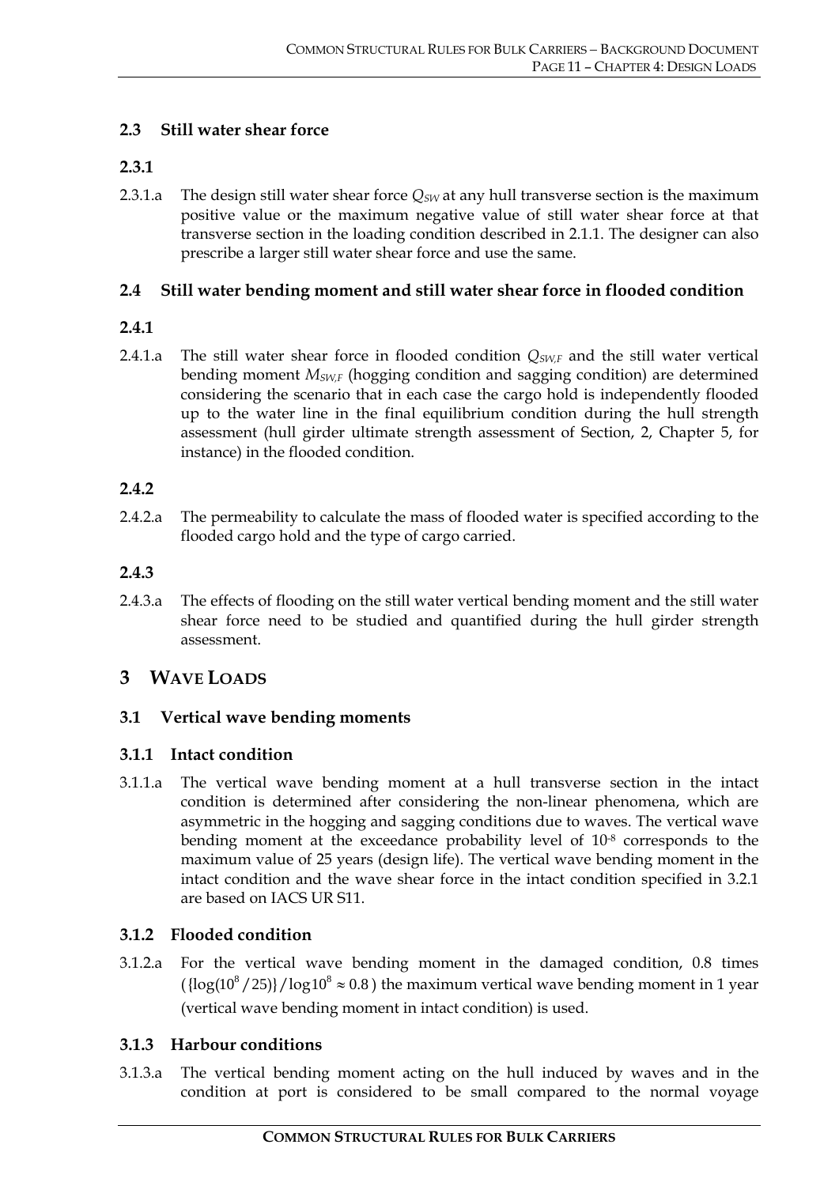### 2.3 Still water shear force

#### 2.3.1

2.3.1.a The design still water shear force $Q_{SW}$ at any hull transverse section is the maximum positive value or the maximum negative value of still water shear force at that transverse section in the loading condition described in 2.1.1. The designer can also prescribe a larger still water shear force and use the same.

### 2.4 Still water bending moment and still water shear force in flooded condition

#### 2.4.1

2.4.1.a The still water shear force in flooded condition $Q_{SW,F}$ and the still water vertical bending moment $M_{SW,F}$ (hogging condition and sagging condition) are determined considering the scenario that in each case the cargo hold is independently flooded up to the water line in the final equilibrium condition during the hull strength assessment (hull girder ultimate strength assessment of Section, 2, Chapter 5, for instance) in the flooded condition.

#### 2.4.2

2.4.2.a The permeability to calculate the mass of flooded water is specified according to the flooded cargo hold and the type of cargo carried.

#### 2.4.3

2.4.3.a The effects of flooding on the still water vertical bending moment and the still water shear force need to be studied and quantified during the hull girder strength assessment.

## 3 WAVE LOADS

### 3.1 Vertical wave bending moments

#### 3.1.1 Intact condition

3.1.1.a The vertical wave bending moment at a hull transverse section in the intact condition is determined after considering the non-linear phenomena, which are asymmetric in the hogging and sagging conditions due to waves. The vertical wave bending moment at the exceedance probability level of $10^{-8}$ corresponds to the maximum value of 25 years (design life). The vertical wave bending moment in the intact condition and the wave shear force in the intact condition specified in 3.2.1 are based on IACS UR S11.

#### 3.1.2 Flooded condition

3.1.2.a For the vertical wave bending moment in the damaged condition, 0.8 times ($\{\log(10^8/25)\}/\log 10^8 \approx 0.8$) the maximum vertical wave bending moment in 1 year (vertical wave bending moment in intact condition) is used.

#### 3.1.3 Harbour conditions

3.1.3.a The vertical bending moment acting on the hull induced by waves and in the condition at port is considered to be small compared to the normal voyage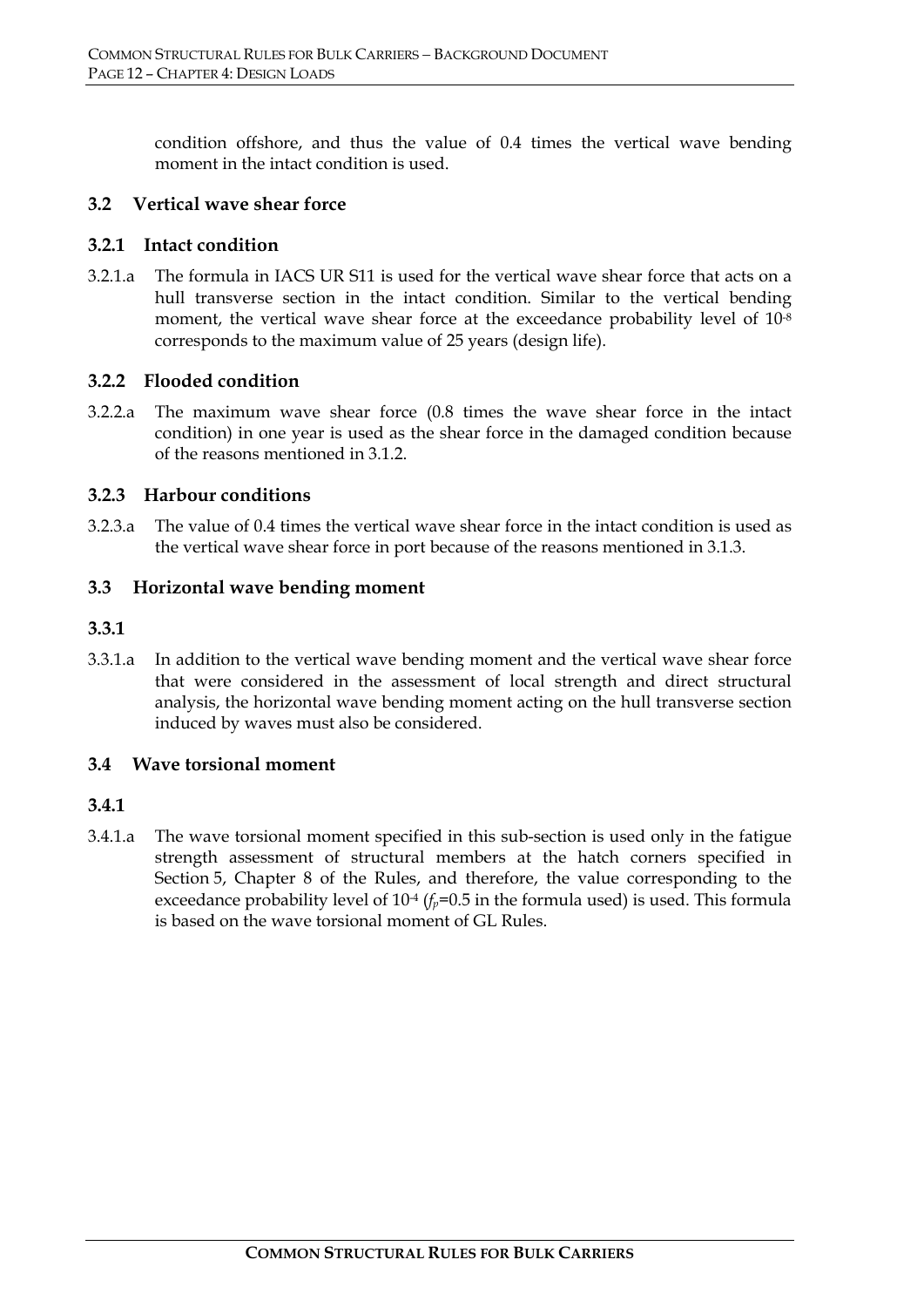condition offshore, and thus the value of 0.4 times the vertical wave bending moment in the intact condition is used.

## 3.2 Vertical wave shear force

### 3.2.1 Intact condition

3.2.1.a The formula in IACS UR S11 is used for the vertical wave shear force that acts on a hull transverse section in the intact condition. Similar to the vertical bending moment, the vertical wave shear force at the exceedance probability level of $10^{-8}$ corresponds to the maximum value of 25 years (design life).

### 3.2.2 Flooded condition

3.2.2.a The maximum wave shear force (0.8 times the wave shear force in the intact condition) in one year is used as the shear force in the damaged condition because of the reasons mentioned in 3.1.2.

### 3.2.3 Harbour conditions

3.2.3.a The value of 0.4 times the vertical wave shear force in the intact condition is used as the vertical wave shear force in port because of the reasons mentioned in 3.1.3.

## 3.3 Horizontal wave bending moment

### 3.3.1

3.3.1.a In addition to the vertical wave bending moment and the vertical wave shear force that were considered in the assessment of local strength and direct structural analysis, the horizontal wave bending moment acting on the hull transverse section induced by waves must also be considered.

## 3.4 Wave torsional moment

### 3.4.1

3.4.1.a The wave torsional moment specified in this sub-section is used only in the fatigue strength assessment of structural members at the hatch corners specified in Section 5, Chapter 8 of the Rules, and therefore, the value corresponding to the exceedance probability level of $10^{-4}$ ($f_p$=0.5 in the formula used) is used. This formula is based on the wave torsional moment of GL Rules.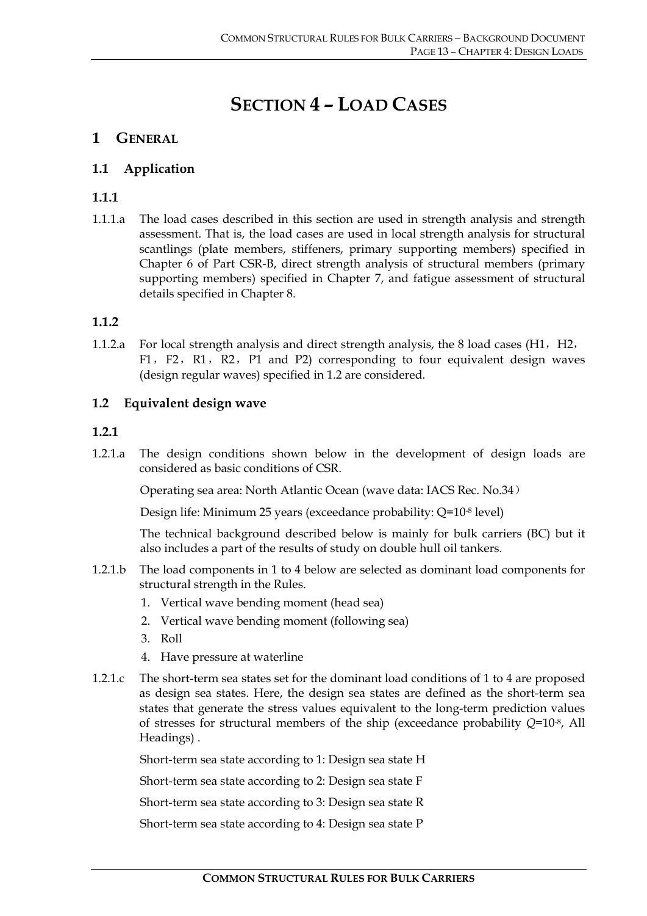# SECTION 4 – LOAD CASES

## 1 GENERAL

### 1.1 Application

#### 1.1.1

1.1.1.a The load cases described in this section are used in strength analysis and strength assessment. That is, the load cases are used in local strength analysis for structural scantlings (plate members, stiffeners, primary supporting members) specified in Chapter 6 of Part CSR-B, direct strength analysis of structural members (primary supporting members) specified in Chapter 7, and fatigue assessment of structural details specified in Chapter 8.

#### 1.1.2

1.1.2.a For local strength analysis and direct strength analysis, the 8 load cases (H1，H2，F1，F2，R1，R2，P1 and P2) corresponding to four equivalent design waves (design regular waves) specified in 1.2 are considered.

### 1.2 Equivalent design wave

#### 1.2.1

1.2.1.a The design conditions shown below in the development of design loads are considered as basic conditions of CSR.

Operating sea area: North Atlantic Ocean (wave data: IACS Rec. No.34）

Design life: Minimum 25 years (exceedance probability: $Q=10^{-8}$ level)

The technical background described below is mainly for bulk carriers (BC) but it also includes a part of the results of study on double hull oil tankers.

1.2.1.b The load components in 1 to 4 below are selected as dominant load components for structural strength in the Rules.

1. Vertical wave bending moment (head sea)
2. Vertical wave bending moment (following sea)
3. Roll
4. Have pressure at waterline

1.2.1.c The short-term sea states set for the dominant load conditions of 1 to 4 are proposed as design sea states. Here, the design sea states are defined as the short-term sea states that generate the stress values equivalent to the long-term prediction values of stresses for structural members of the ship (exceedance probability $Q=10^{-8}$, All Headings) .

Short-term sea state according to 1: Design sea state H

Short-term sea state according to 2: Design sea state F

Short-term sea state according to 3: Design sea state R

Short-term sea state according to 4: Design sea state P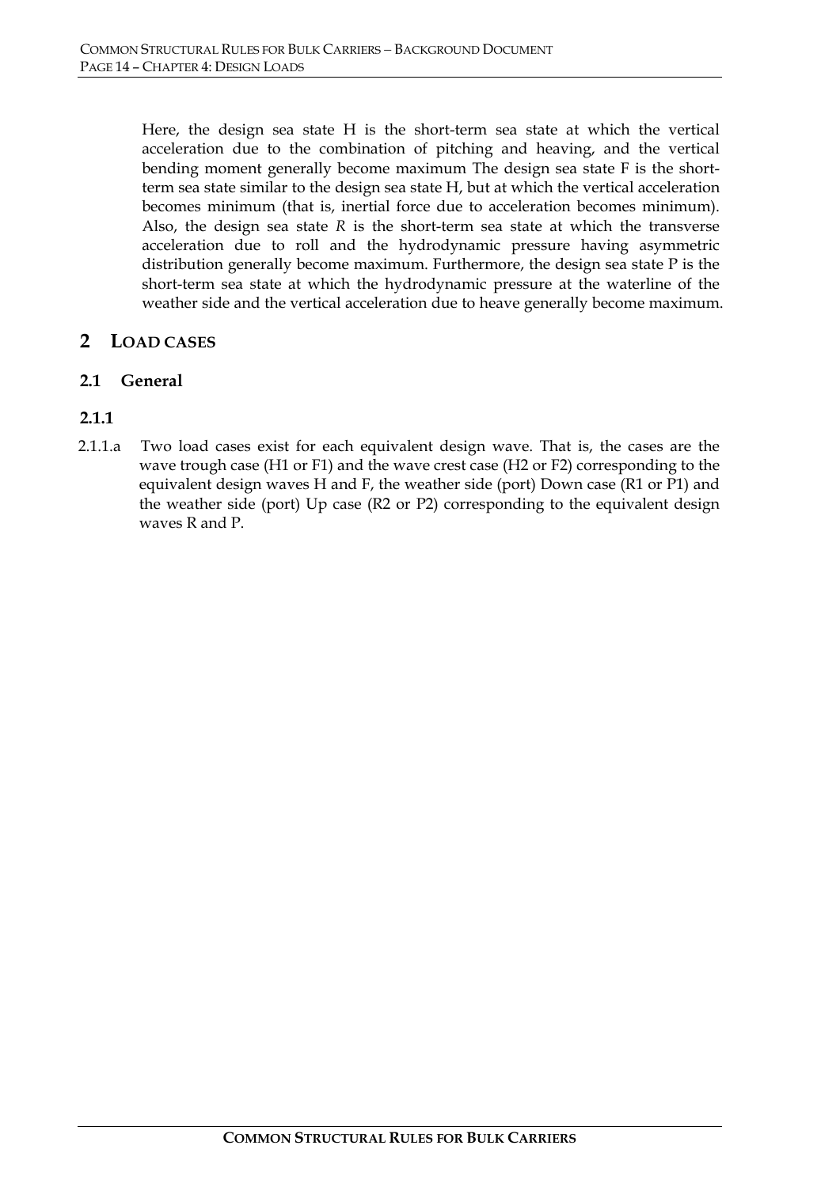Here, the design sea state H is the short-term sea state at which the vertical acceleration due to the combination of pitching and heaving, and the vertical bending moment generally become maximum The design sea state F is the short-term sea state similar to the design sea state H, but at which the vertical acceleration becomes minimum (that is, inertial force due to acceleration becomes minimum). Also, the design sea state *R* is the short-term sea state at which the transverse acceleration due to roll and the hydrodynamic pressure having asymmetric distribution generally become maximum. Furthermore, the design sea state P is the short-term sea state at which the hydrodynamic pressure at the waterline of the weather side and the vertical acceleration due to heave generally become maximum.

# 2 LOAD CASES

## 2.1 General

### 2.1.1

2.1.1.a Two load cases exist for each equivalent design wave. That is, the cases are the wave trough case (H1 or F1) and the wave crest case (H2 or F2) corresponding to the equivalent design waves H and F, the weather side (port) Down case (R1 or P1) and the weather side (port) Up case (R2 or P2) corresponding to the equivalent design waves R and P.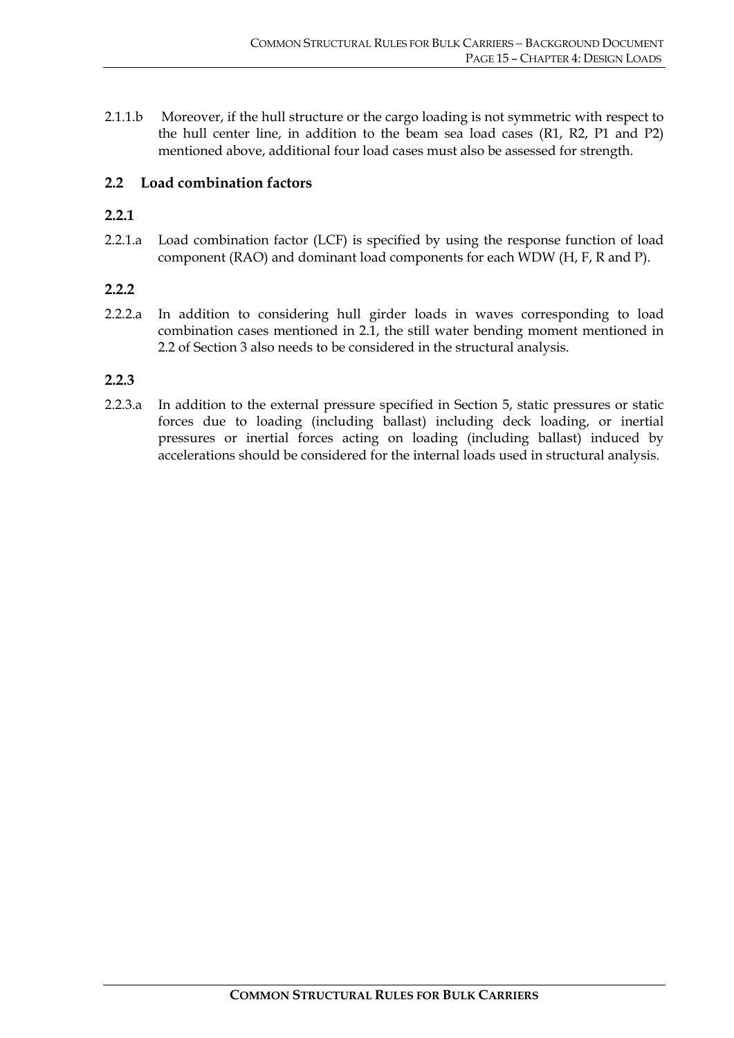2.1.1.b Moreover, if the hull structure or the cargo loading is not symmetric with respect to the hull center line, in addition to the beam sea load cases (R1, R2, P1 and P2) mentioned above, additional four load cases must also be assessed for strength.

## 2.2 Load combination factors

### 2.2.1

2.2.1.a Load combination factor (LCF) is specified by using the response function of load component (RAO) and dominant load components for each WDW (H, F, R and P).

### 2.2.2

2.2.2.a In addition to considering hull girder loads in waves corresponding to load combination cases mentioned in 2.1, the still water bending moment mentioned in 2.2 of Section 3 also needs to be considered in the structural analysis.

### 2.2.3

2.2.3.a In addition to the external pressure specified in Section 5, static pressures or static forces due to loading (including ballast) including deck loading, or inertial pressures or inertial forces acting on loading (including ballast) induced by accelerations should be considered for the internal loads used in structural analysis.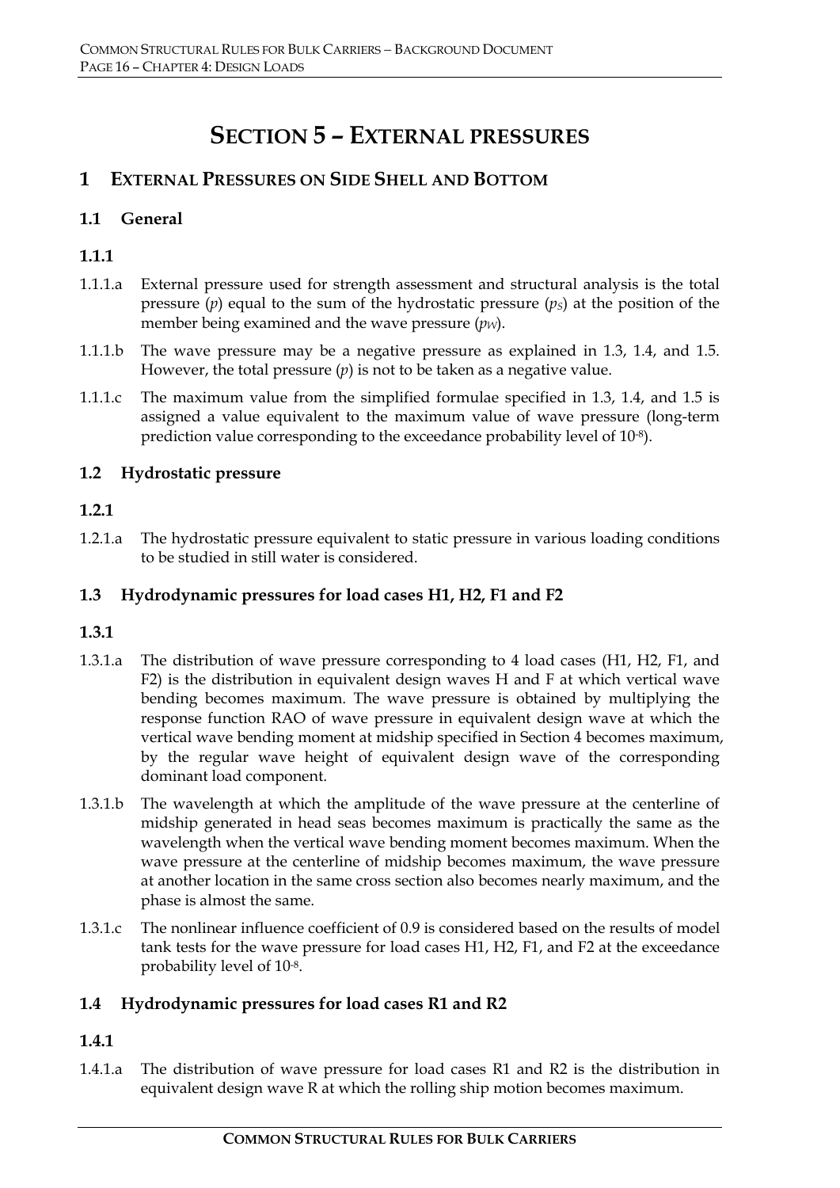# SECTION 5 – EXTERNAL PRESSURES

## 1 EXTERNAL PRESSURES ON SIDE SHELL AND BOTTOM

### 1.1 General

### 1.1.1

1.1.1.a External pressure used for strength assessment and structural analysis is the total pressure ($p$) equal to the sum of the hydrostatic pressure ($p_S$) at the position of the member being examined and the wave pressure ($p_W$).

1.1.1.b The wave pressure may be a negative pressure as explained in 1.3, 1.4, and 1.5. However, the total pressure ($p$) is not to be taken as a negative value.

1.1.1.c The maximum value from the simplified formulae specified in 1.3, 1.4, and 1.5 is assigned a value equivalent to the maximum value of wave pressure (long-term prediction value corresponding to the exceedance probability level of $10^{-8}$).

### 1.2 Hydrostatic pressure

### 1.2.1

1.2.1.a The hydrostatic pressure equivalent to static pressure in various loading conditions to be studied in still water is considered.

### 1.3 Hydrodynamic pressures for load cases H1, H2, F1 and F2

### 1.3.1

1.3.1.a The distribution of wave pressure corresponding to 4 load cases (H1, H2, F1, and F2) is the distribution in equivalent design waves H and F at which vertical wave bending becomes maximum. The wave pressure is obtained by multiplying the response function RAO of wave pressure in equivalent design wave at which the vertical wave bending moment at midship specified in Section 4 becomes maximum, by the regular wave height of equivalent design wave of the corresponding dominant load component.

1.3.1.b The wavelength at which the amplitude of the wave pressure at the centerline of midship generated in head seas becomes maximum is practically the same as the wavelength when the vertical wave bending moment becomes maximum. When the wave pressure at the centerline of midship becomes maximum, the wave pressure at another location in the same cross section also becomes nearly maximum, and the phase is almost the same.

1.3.1.c The nonlinear influence coefficient of 0.9 is considered based on the results of model tank tests for the wave pressure for load cases H1, H2, F1, and F2 at the exceedance probability level of $10^{-8}$.

### 1.4 Hydrodynamic pressures for load cases R1 and R2

### 1.4.1

1.4.1.a The distribution of wave pressure for load cases R1 and R2 is the distribution in equivalent design wave R at which the rolling ship motion becomes maximum.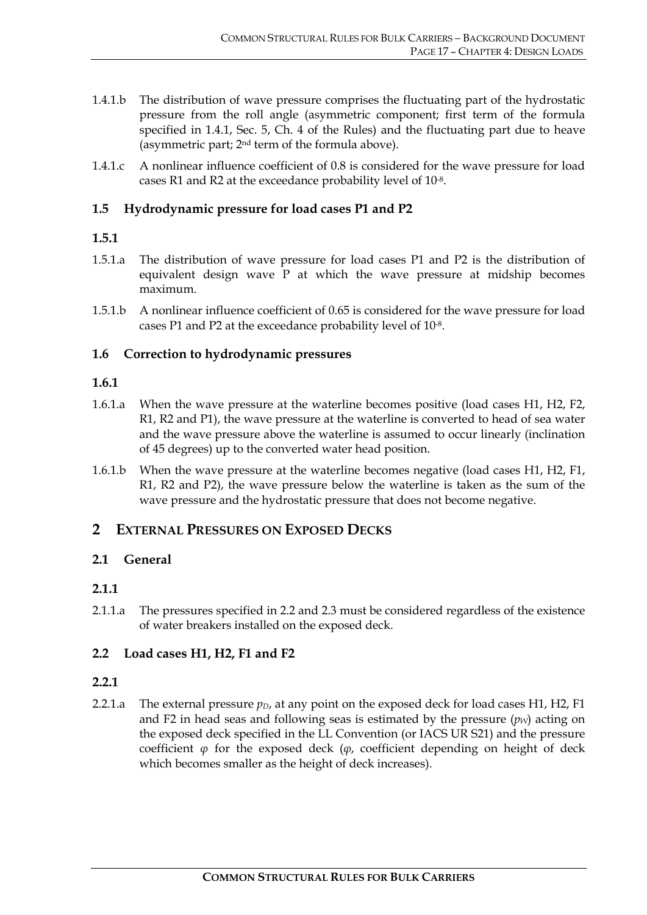1.4.1.b The distribution of wave pressure comprises the fluctuating part of the hydrostatic pressure from the roll angle (asymmetric component; first term of the formula specified in 1.4.1, Sec. 5, Ch. 4 of the Rules) and the fluctuating part due to heave (asymmetric part; 2nd term of the formula above).

1.4.1.c A nonlinear influence coefficient of 0.8 is considered for the wave pressure for load cases R1 and R2 at the exceedance probability level of $10^{-8}$.

### 1.5 Hydrodynamic pressure for load cases P1 and P2

#### 1.5.1

1.5.1.a The distribution of wave pressure for load cases P1 and P2 is the distribution of equivalent design wave P at which the wave pressure at midship becomes maximum.

1.5.1.b A nonlinear influence coefficient of 0.65 is considered for the wave pressure for load cases P1 and P2 at the exceedance probability level of $10^{-8}$.

### 1.6 Correction to hydrodynamic pressures

#### 1.6.1

1.6.1.a When the wave pressure at the waterline becomes positive (load cases H1, H2, F2, R1, R2 and P1), the wave pressure at the waterline is converted to head of sea water and the wave pressure above the waterline is assumed to occur linearly (inclination of 45 degrees) up to the converted water head position.

1.6.1.b When the wave pressure at the waterline becomes negative (load cases H1, H2, F1, R1, R2 and P2), the wave pressure below the waterline is taken as the sum of the wave pressure and the hydrostatic pressure that does not become negative.

## 2 External Pressures on Exposed Decks

### 2.1 General

#### 2.1.1

2.1.1.a The pressures specified in 2.2 and 2.3 must be considered regardless of the existence of water breakers installed on the exposed deck.

### 2.2 Load cases H1, H2, F1 and F2

#### 2.2.1

2.2.1.a The external pressure $p_D$, at any point on the exposed deck for load cases H1, H2, F1 and F2 in head seas and following seas is estimated by the pressure ($p_W$) acting on the exposed deck specified in the LL Convention (or IACS UR S21) and the pressure coefficient $\varphi$ for the exposed deck ($\varphi$, coefficient depending on height of deck which becomes smaller as the height of deck increases).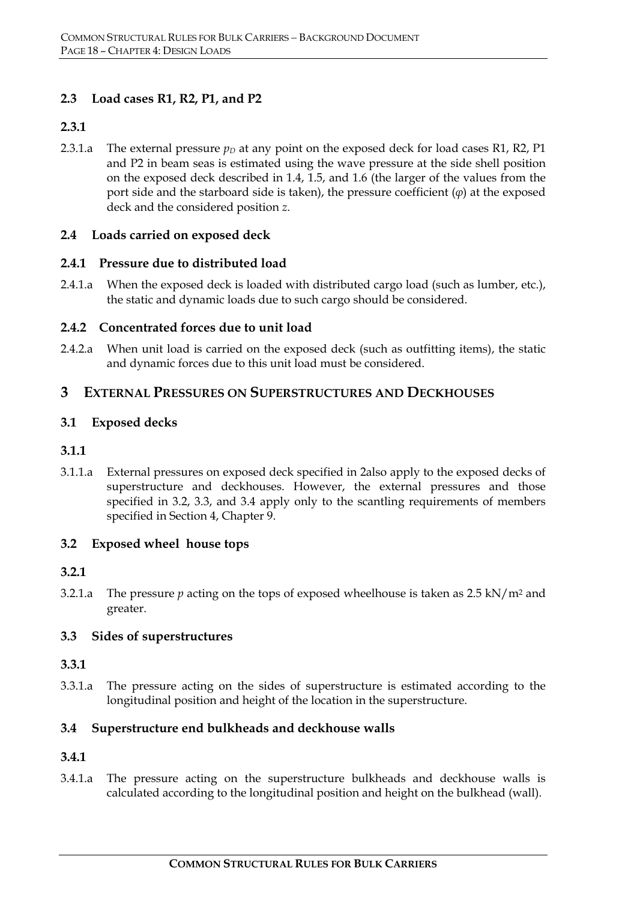## 2.3 Load cases R1, R2, P1, and P2

### 2.3.1

2.3.1.a The external pressure $p_D$ at any point on the exposed deck for load cases R1, R2, P1 and P2 in beam seas is estimated using the wave pressure at the side shell position on the exposed deck described in 1.4, 1.5, and 1.6 (the larger of the values from the port side and the starboard side is taken), the pressure coefficient ($\varphi$) at the exposed deck and the considered position $z$.

## 2.4 Loads carried on exposed deck

### 2.4.1 Pressure due to distributed load

2.4.1.a When the exposed deck is loaded with distributed cargo load (such as lumber, etc.), the static and dynamic loads due to such cargo should be considered.

### 2.4.2 Concentrated forces due to unit load

2.4.2.a When unit load is carried on the exposed deck (such as outfitting items), the static and dynamic forces due to this unit load must be considered.

# 3 External Pressures on Superstructures and Deckhouses

## 3.1 Exposed decks

### 3.1.1

3.1.1.a External pressures on exposed deck specified in 2also apply to the exposed decks of superstructure and deckhouses. However, the external pressures and those specified in 3.2, 3.3, and 3.4 apply only to the scantling requirements of members specified in Section 4, Chapter 9.

## 3.2 Exposed wheel house tops

### 3.2.1

3.2.1.a The pressure $p$ acting on the tops of exposed wheelhouse is taken as 2.5 kN/m$^2$ and greater.

## 3.3 Sides of superstructures

### 3.3.1

3.3.1.a The pressure acting on the sides of superstructure is estimated according to the longitudinal position and height of the location in the superstructure.

## 3.4 Superstructure end bulkheads and deckhouse walls

### 3.4.1

3.4.1.a The pressure acting on the superstructure bulkheads and deckhouse walls is calculated according to the longitudinal position and height on the bulkhead (wall).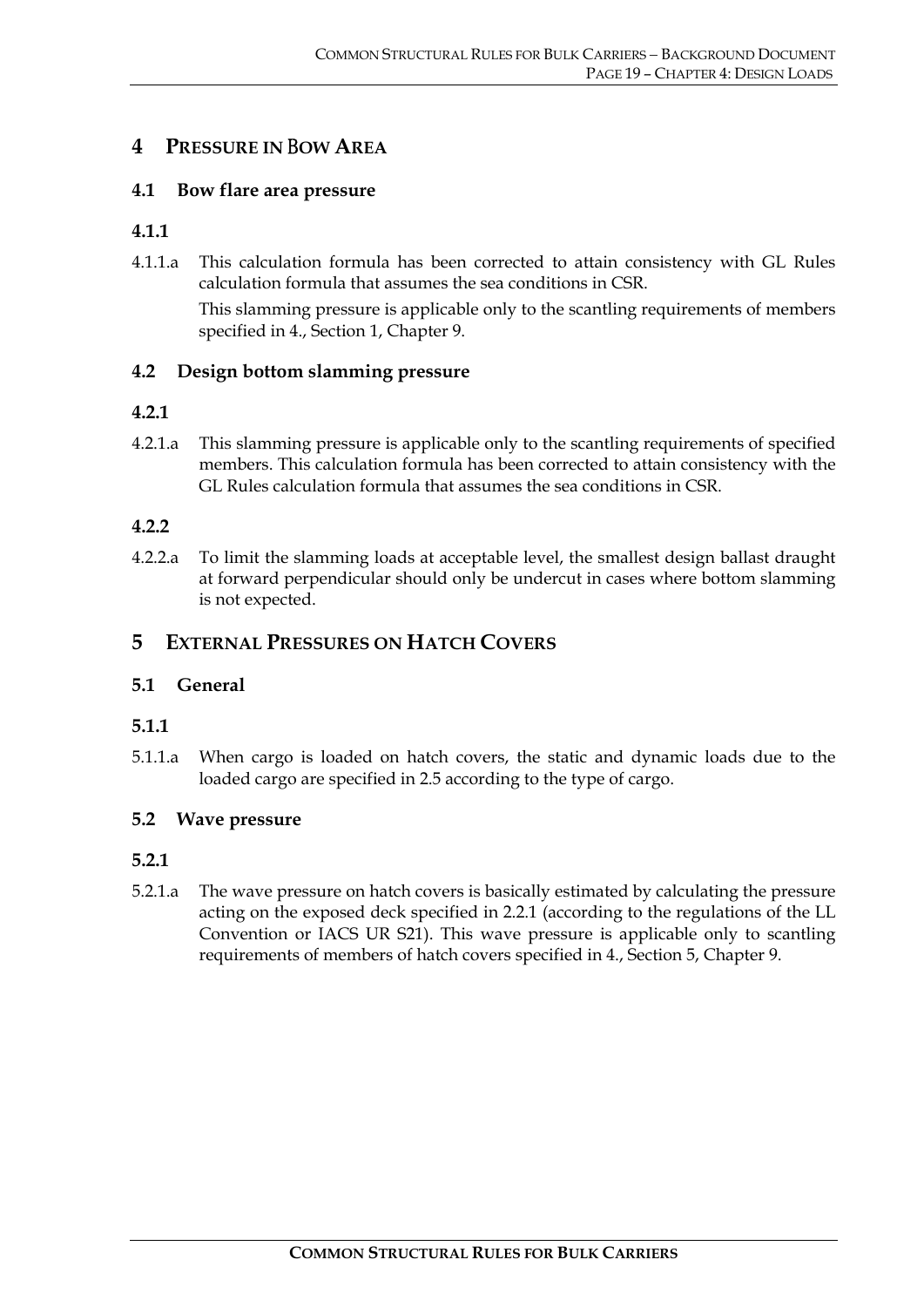# 4 PRESSURE IN BOW AREA

## 4.1 Bow flare area pressure

### 4.1.1

4.1.1.a This calculation formula has been corrected to attain consistency with GL Rules calculation formula that assumes the sea conditions in CSR.

This slamming pressure is applicable only to the scantling requirements of members specified in 4., Section 1, Chapter 9.

## 4.2 Design bottom slamming pressure

### 4.2.1

4.2.1.a This slamming pressure is applicable only to the scantling requirements of specified members. This calculation formula has been corrected to attain consistency with the GL Rules calculation formula that assumes the sea conditions in CSR.

### 4.2.2

4.2.2.a To limit the slamming loads at acceptable level, the smallest design ballast draught at forward perpendicular should only be undercut in cases where bottom slamming is not expected.

# 5 EXTERNAL PRESSURES ON HATCH COVERS

## 5.1 General

### 5.1.1

5.1.1.a When cargo is loaded on hatch covers, the static and dynamic loads due to the loaded cargo are specified in 2.5 according to the type of cargo.

## 5.2 Wave pressure

### 5.2.1

5.2.1.a The wave pressure on hatch covers is basically estimated by calculating the pressure acting on the exposed deck specified in 2.2.1 (according to the regulations of the LL Convention or IACS UR S21). This wave pressure is applicable only to scantling requirements of members of hatch covers specified in 4., Section 5, Chapter 9.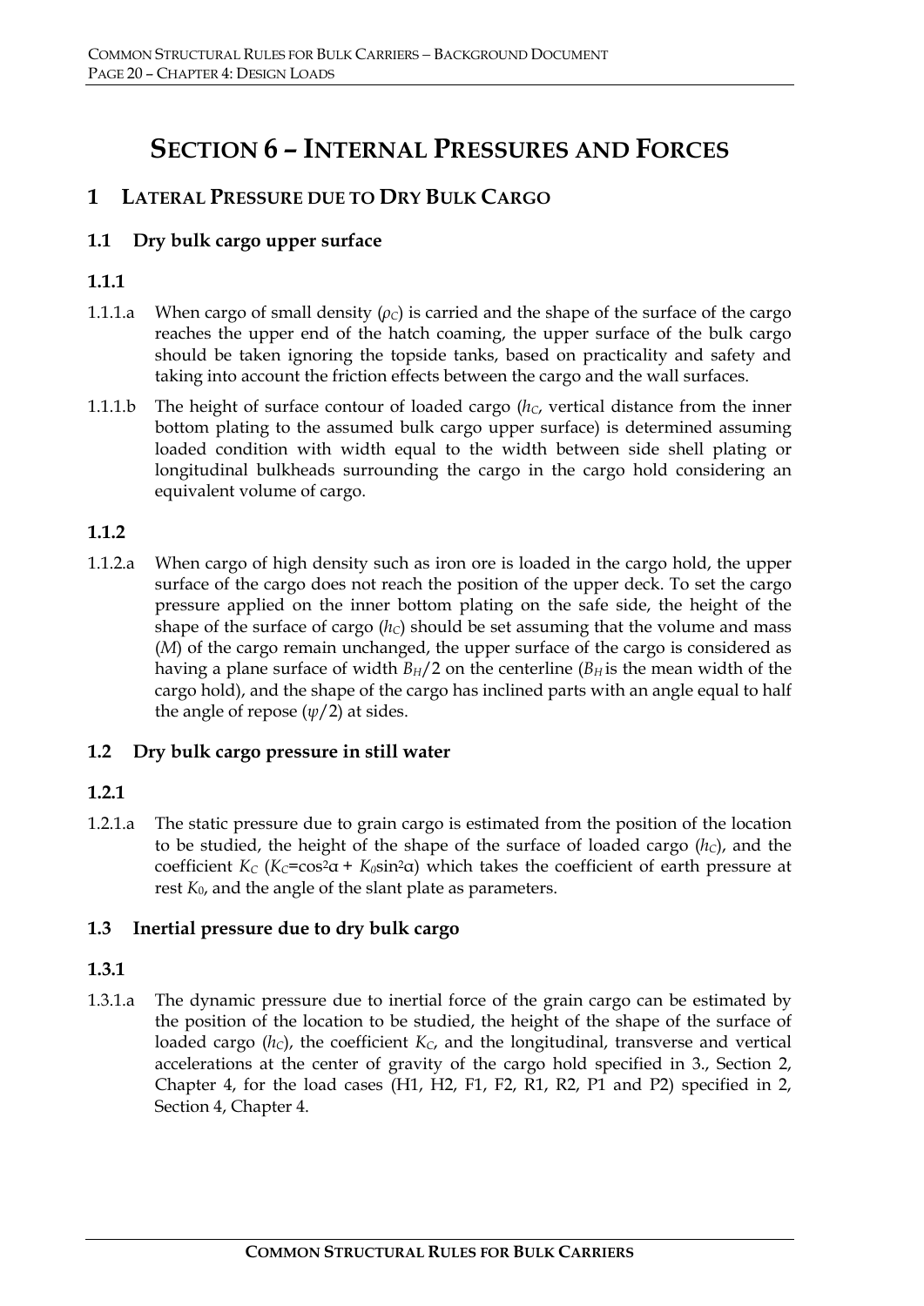# SECTION 6 – INTERNAL PRESSURES AND FORCES

## 1 LATERAL PRESSURE DUE TO DRY BULK CARGO

### 1.1 Dry bulk cargo upper surface

### 1.1.1

1.1.1.a When cargo of small density ($\rho_C$) is carried and the shape of the surface of the cargo reaches the upper end of the hatch coaming, the upper surface of the bulk cargo should be taken ignoring the topside tanks, based on practicality and safety and taking into account the friction effects between the cargo and the wall surfaces.

1.1.1.b The height of surface contour of loaded cargo ($h_C$, vertical distance from the inner bottom plating to the assumed bulk cargo upper surface) is determined assuming loaded condition with width equal to the width between side shell plating or longitudinal bulkheads surrounding the cargo in the cargo hold considering an equivalent volume of cargo.

### 1.1.2

1.1.2.a When cargo of high density such as iron ore is loaded in the cargo hold, the upper surface of the cargo does not reach the position of the upper deck. To set the cargo pressure applied on the inner bottom plating on the safe side, the height of the shape of the surface of cargo ($h_C$) should be set assuming that the volume and mass ($M$) of the cargo remain unchanged, the upper surface of the cargo is considered as having a plane surface of width $B_H/2$ on the centerline ($B_H$ is the mean width of the cargo hold), and the shape of the cargo has inclined parts with an angle equal to half the angle of repose ($\psi/2$) at sides.

### 1.2 Dry bulk cargo pressure in still water

### 1.2.1

1.2.1.a The static pressure due to grain cargo is estimated from the position of the location to be studied, the height of the shape of the surface of loaded cargo ($h_C$), and the coefficient $K_C$ ($K_C = \cos^2\alpha + K_0 \sin^2\alpha$) which takes the coefficient of earth pressure at rest $K_0$, and the angle of the slant plate as parameters.

### 1.3 Inertial pressure due to dry bulk cargo

### 1.3.1

1.3.1.a The dynamic pressure due to inertial force of the grain cargo can be estimated by the position of the location to be studied, the height of the shape of the surface of loaded cargo ($h_C$), the coefficient $K_C$, and the longitudinal, transverse and vertical accelerations at the center of gravity of the cargo hold specified in 3., Section 2, Chapter 4, for the load cases (H1, H2, F1, F2, R1, R2, P1 and P2) specified in 2, Section 4, Chapter 4.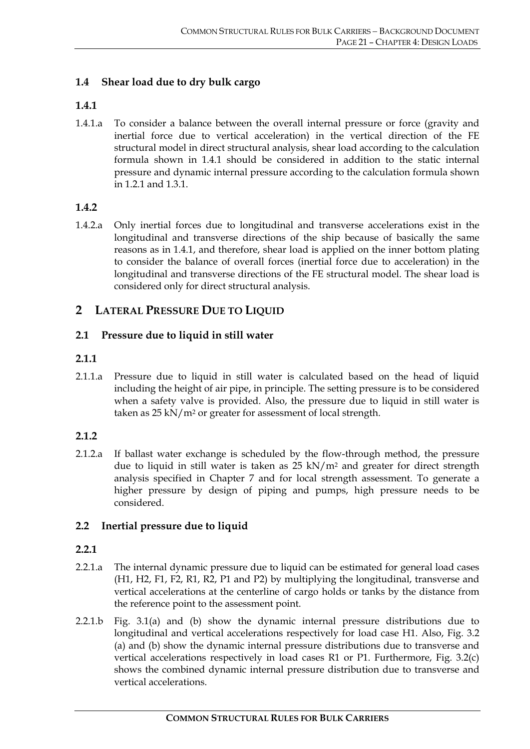### 1.4 Shear load due to dry bulk cargo

#### 1.4.1

1.4.1.a To consider a balance between the overall internal pressure or force (gravity and inertial force due to vertical acceleration) in the vertical direction of the FE structural model in direct structural analysis, shear load according to the calculation formula shown in 1.4.1 should be considered in addition to the static internal pressure and dynamic internal pressure according to the calculation formula shown in 1.2.1 and 1.3.1.

#### 1.4.2

1.4.2.a Only inertial forces due to longitudinal and transverse accelerations exist in the longitudinal and transverse directions of the ship because of basically the same reasons as in 1.4.1, and therefore, shear load is applied on the inner bottom plating to consider the balance of overall forces (inertial force due to acceleration) in the longitudinal and transverse directions of the FE structural model. The shear load is considered only for direct structural analysis.

## 2 LATERAL PRESSURE DUE TO LIQUID

### 2.1 Pressure due to liquid in still water

#### 2.1.1

2.1.1.a Pressure due to liquid in still water is calculated based on the head of liquid including the height of air pipe, in principle. The setting pressure is to be considered when a safety valve is provided. Also, the pressure due to liquid in still water is taken as 25 kN/m$^2$ or greater for assessment of local strength.

#### 2.1.2

2.1.2.a If ballast water exchange is scheduled by the flow-through method, the pressure due to liquid in still water is taken as 25 kN/m$^2$ and greater for direct strength analysis specified in Chapter 7 and for local strength assessment. To generate a higher pressure by design of piping and pumps, high pressure needs to be considered.

### 2.2 Inertial pressure due to liquid

#### 2.2.1

2.2.1.a The internal dynamic pressure due to liquid can be estimated for general load cases (H1, H2, F1, F2, R1, R2, P1 and P2) by multiplying the longitudinal, transverse and vertical accelerations at the centerline of cargo holds or tanks by the distance from the reference point to the assessment point.

2.2.1.b Fig. 3.1(a) and (b) show the dynamic internal pressure distributions due to longitudinal and vertical accelerations respectively for load case H1. Also, Fig. 3.2 (a) and (b) show the dynamic internal pressure distributions due to transverse and vertical accelerations respectively in load cases R1 or P1. Furthermore, Fig. 3.2(c) shows the combined dynamic internal pressure distribution due to transverse and vertical accelerations.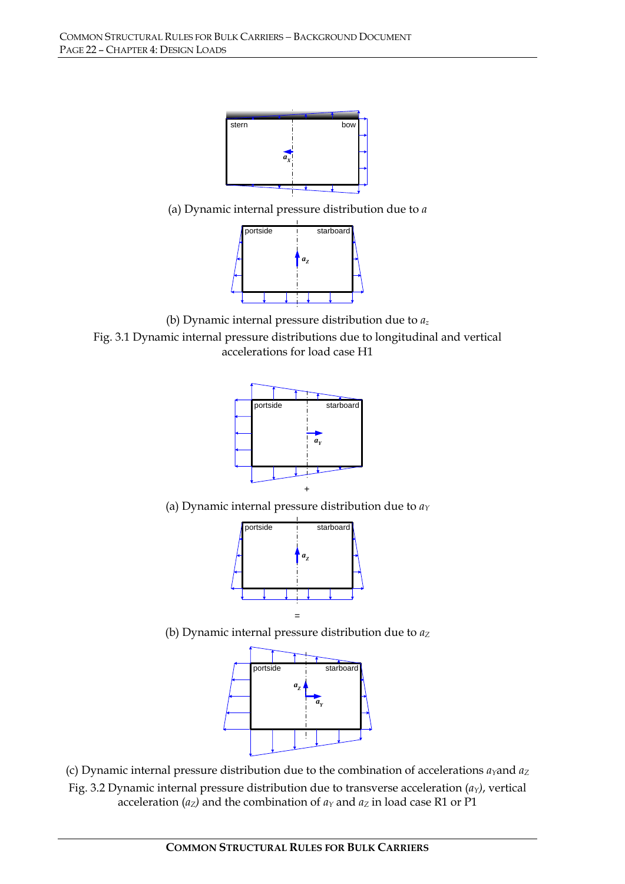stern

bow

$a_X$

(a) Dynamic internal pressure distribution due to *a*

portside

starboard

$a_Z$

(b) Dynamic internal pressure distribution due to $a_z$

Fig. 3.1 Dynamic internal pressure distributions due to longitudinal and vertical accelerations for load case H1

portside

starboard

$a_Y$

+

(a) Dynamic internal pressure distribution due to $a_Y$

portside

starboard

$a_Z$

=

(b) Dynamic internal pressure distribution due to $a_Z$

portside

starboard

$a_Z$

$a_Y$

(c) Dynamic internal pressure distribution due to the combination of accelerations $a_Y$and $a_Z$

Fig. 3.2 Dynamic internal pressure distribution due to transverse acceleration ($a_Y$), vertical acceleration ($a_Z$) and the combination of $a_Y$ and $a_Z$ in load case R1 or P1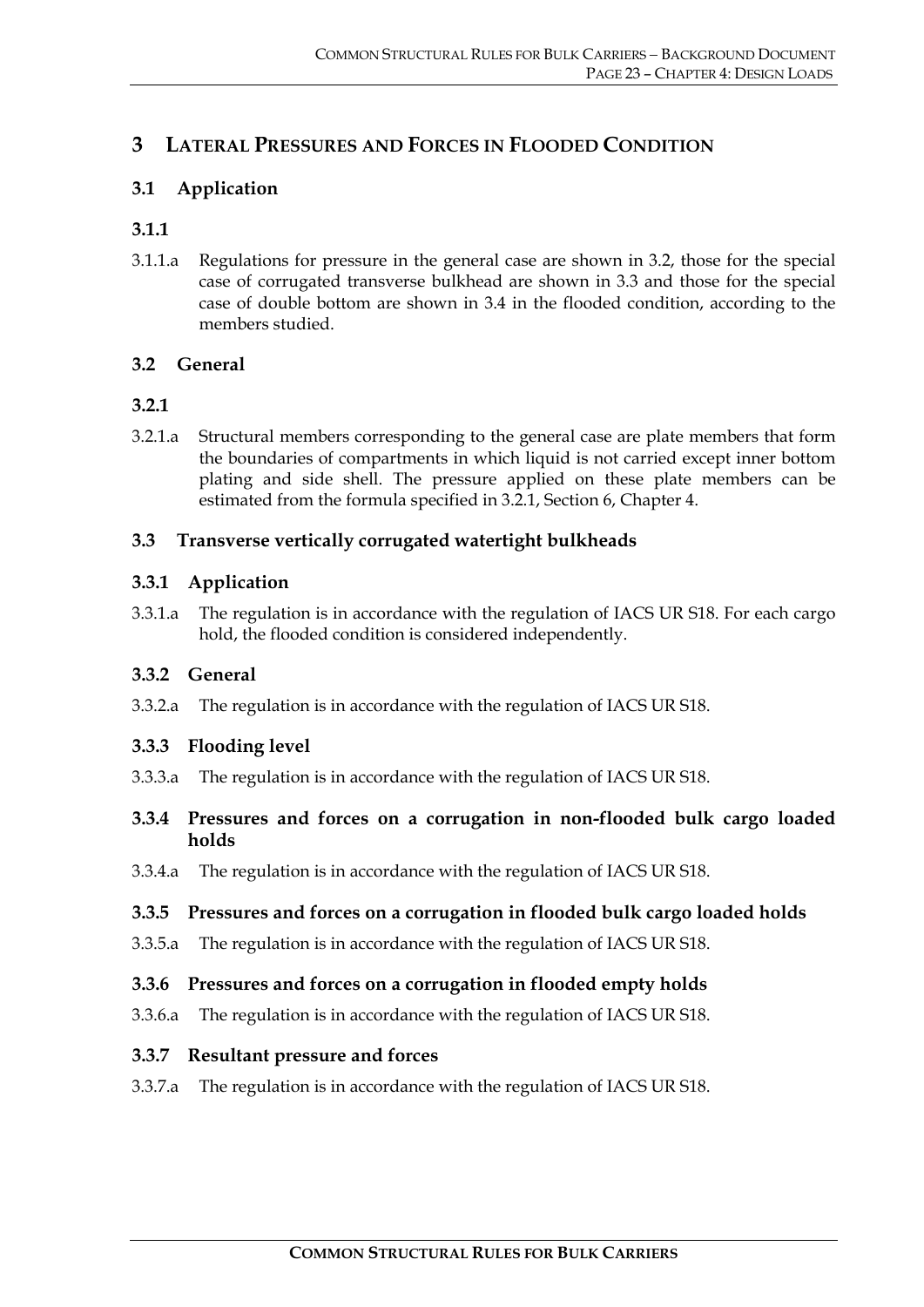# 3 LATERAL PRESSURES AND FORCES IN FLOODED CONDITION

## 3.1 Application

### 3.1.1

3.1.1.a Regulations for pressure in the general case are shown in 3.2, those for the special case of corrugated transverse bulkhead are shown in 3.3 and those for the special case of double bottom are shown in 3.4 in the flooded condition, according to the members studied.

## 3.2 General

### 3.2.1

3.2.1.a Structural members corresponding to the general case are plate members that form the boundaries of compartments in which liquid is not carried except inner bottom plating and side shell. The pressure applied on these plate members can be estimated from the formula specified in 3.2.1, Section 6, Chapter 4.

## 3.3 Transverse vertically corrugated watertight bulkheads

### 3.3.1 Application

3.3.1.a The regulation is in accordance with the regulation of IACS UR S18. For each cargo hold, the flooded condition is considered independently.

### 3.3.2 General

3.3.2.a The regulation is in accordance with the regulation of IACS UR S18.

### 3.3.3 Flooding level

3.3.3.a The regulation is in accordance with the regulation of IACS UR S18.

### 3.3.4 Pressures and forces on a corrugation in non-flooded bulk cargo loaded holds

3.3.4.a The regulation is in accordance with the regulation of IACS UR S18.

### 3.3.5 Pressures and forces on a corrugation in flooded bulk cargo loaded holds

3.3.5.a The regulation is in accordance with the regulation of IACS UR S18.

### 3.3.6 Pressures and forces on a corrugation in flooded empty holds

3.3.6.a The regulation is in accordance with the regulation of IACS UR S18.

### 3.3.7 Resultant pressure and forces

3.3.7.a The regulation is in accordance with the regulation of IACS UR S18.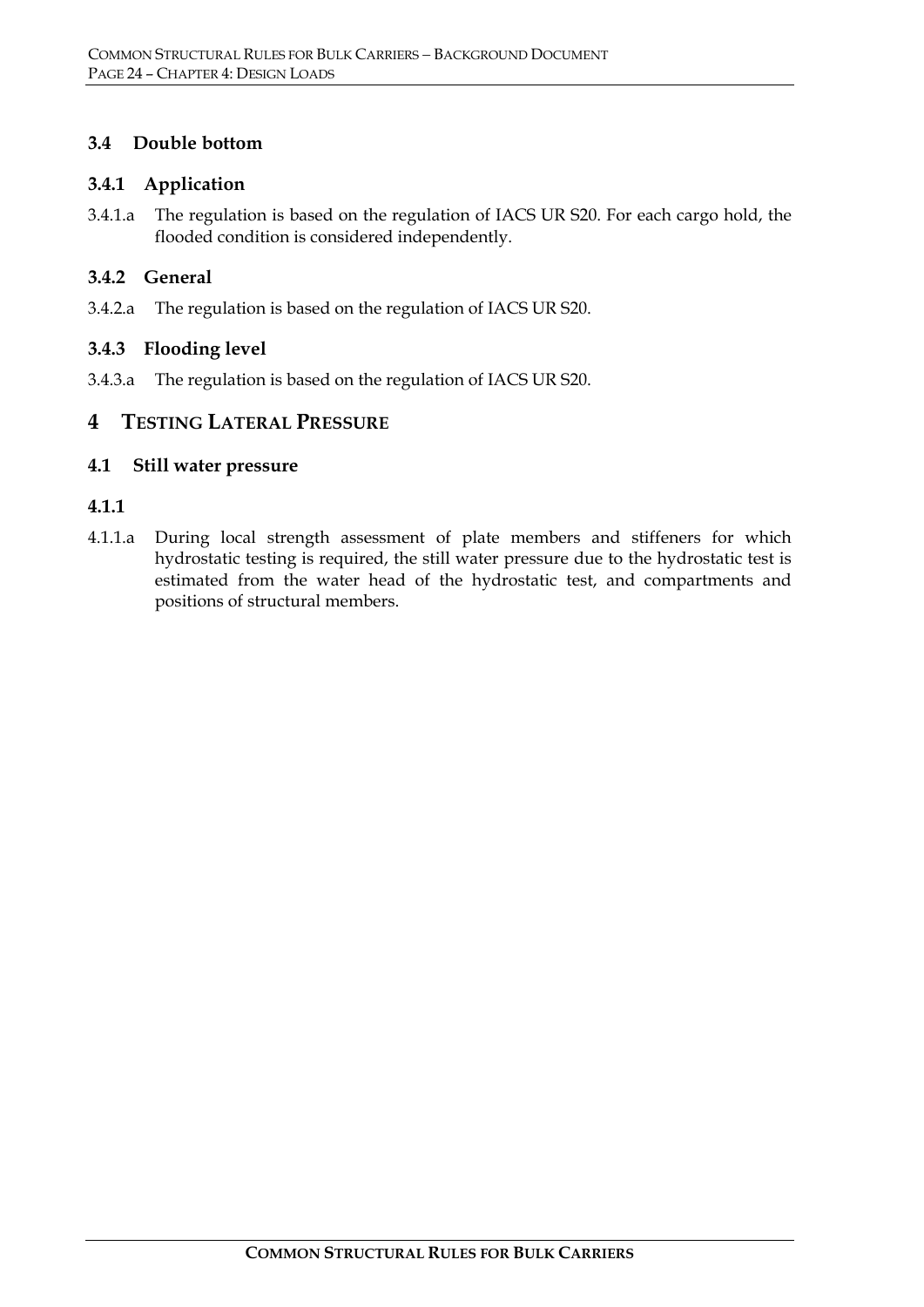### 3.4 Double bottom

#### 3.4.1 Application

3.4.1.a The regulation is based on the regulation of IACS UR S20. For each cargo hold, the flooded condition is considered independently.

#### 3.4.2 General

3.4.2.a The regulation is based on the regulation of IACS UR S20.

#### 3.4.3 Flooding level

3.4.3.a The regulation is based on the regulation of IACS UR S20.

## 4 TESTING LATERAL PRESSURE

### 4.1 Still water pressure

#### 4.1.1

4.1.1.a During local strength assessment of plate members and stiffeners for which hydrostatic testing is required, the still water pressure due to the hydrostatic test is estimated from the water head of the hydrostatic test, and compartments and positions of structural members.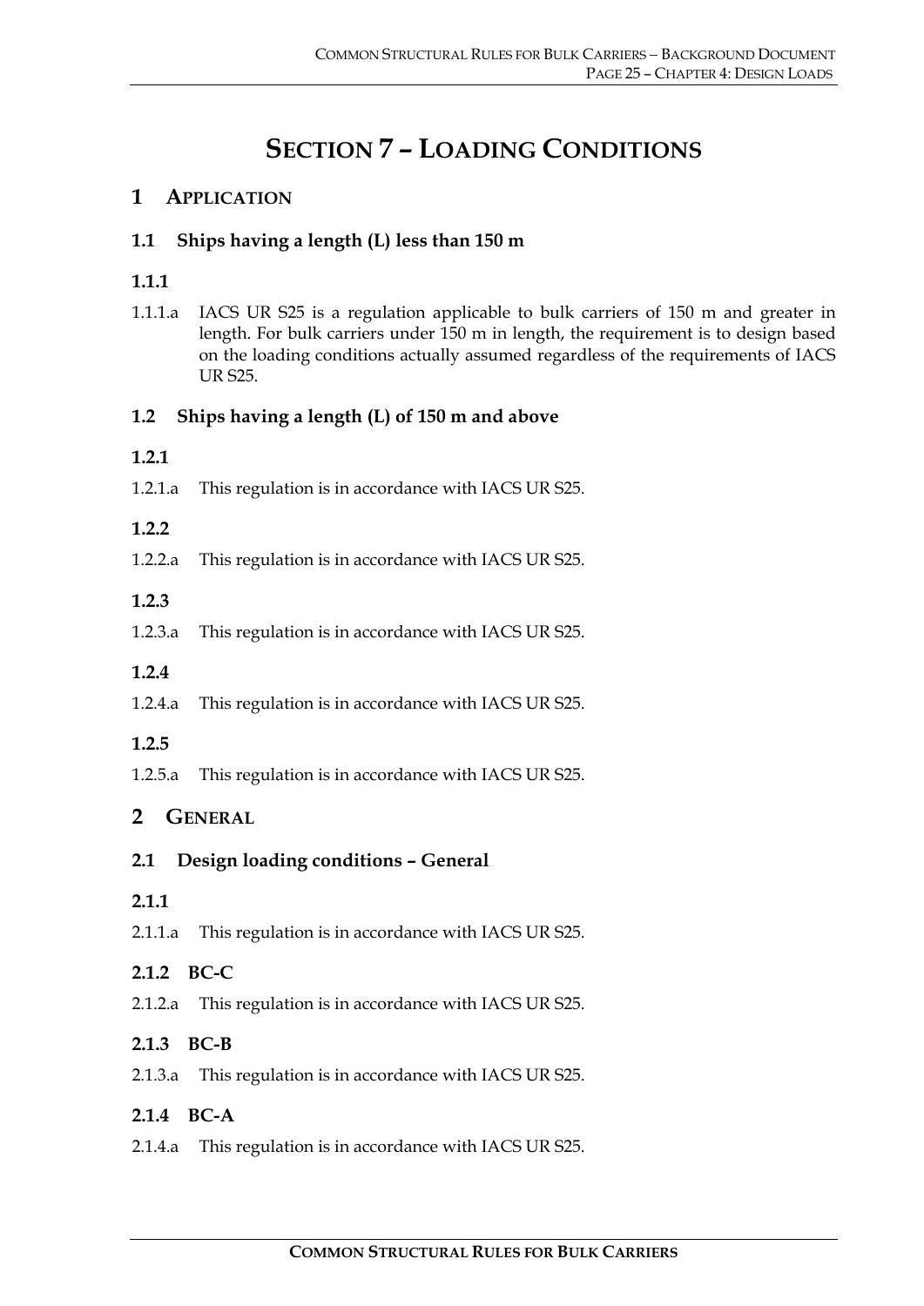# SECTION 7 – LOADING CONDITIONS

## 1 APPLICATION

### 1.1 Ships having a length (L) less than 150 m

#### 1.1.1

1.1.1.a IACS UR S25 is a regulation applicable to bulk carriers of 150 m and greater in length. For bulk carriers under 150 m in length, the requirement is to design based on the loading conditions actually assumed regardless of the requirements of IACS UR S25.

### 1.2 Ships having a length (L) of 150 m and above

#### 1.2.1

1.2.1.a This regulation is in accordance with IACS UR S25.

#### 1.2.2

1.2.2.a This regulation is in accordance with IACS UR S25.

#### 1.2.3

1.2.3.a This regulation is in accordance with IACS UR S25.

#### 1.2.4

1.2.4.a This regulation is in accordance with IACS UR S25.

#### 1.2.5

1.2.5.a This regulation is in accordance with IACS UR S25.

## 2 GENERAL

### 2.1 Design loading conditions – General

#### 2.1.1

2.1.1.a This regulation is in accordance with IACS UR S25.

#### 2.1.2 BC-C

2.1.2.a This regulation is in accordance with IACS UR S25.

#### 2.1.3 BC-B

2.1.3.a This regulation is in accordance with IACS UR S25.

#### 2.1.4 BC-A

2.1.4.a This regulation is in accordance with IACS UR S25.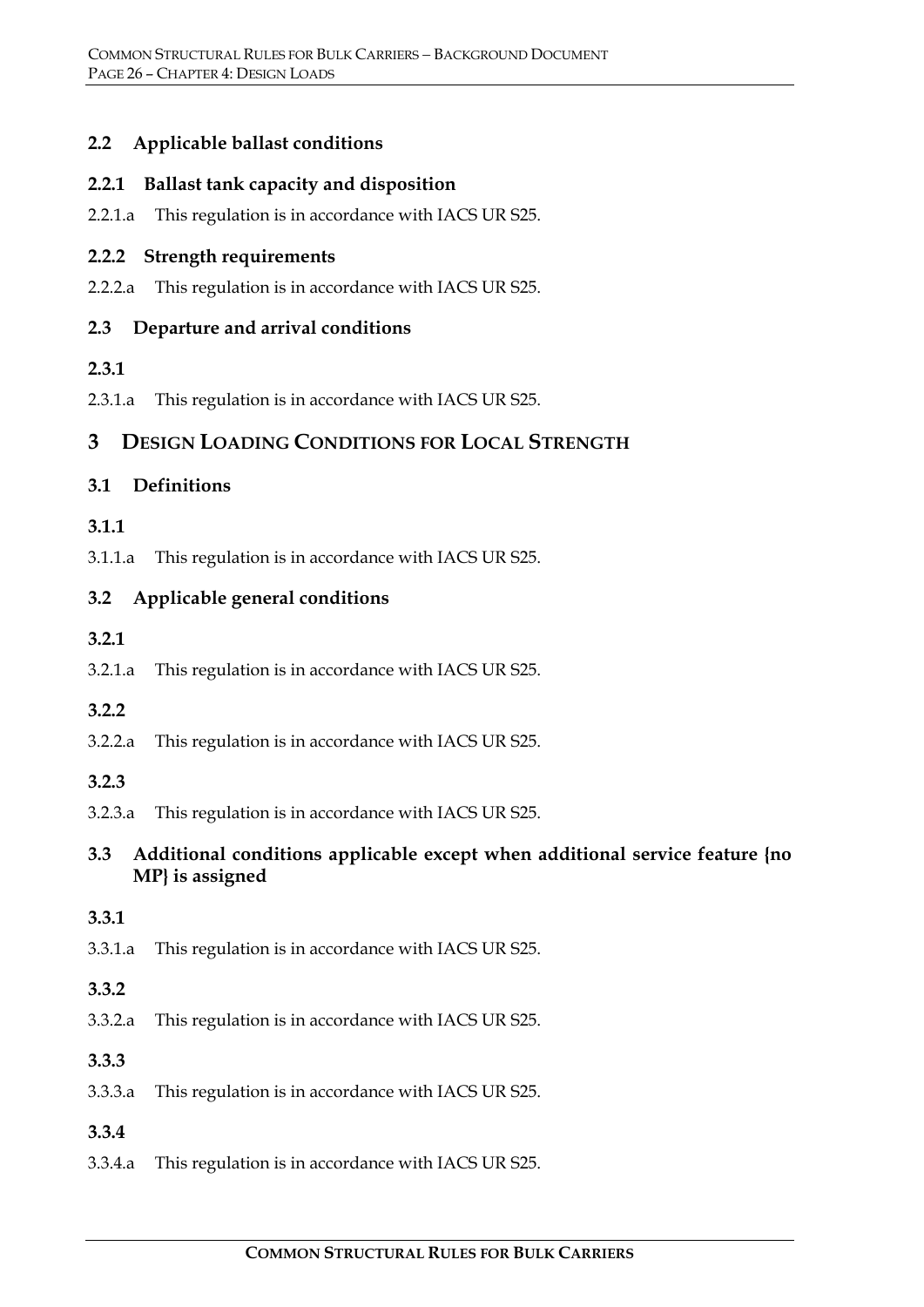### 2.2 Applicable ballast conditions

#### 2.2.1 Ballast tank capacity and disposition

2.2.1.a This regulation is in accordance with IACS UR S25.

#### 2.2.2 Strength requirements

2.2.2.a This regulation is in accordance with IACS UR S25.

### 2.3 Departure and arrival conditions

#### 2.3.1

2.3.1.a This regulation is in accordance with IACS UR S25.

## 3 DESIGN LOADING CONDITIONS FOR LOCAL STRENGTH

### 3.1 Definitions

#### 3.1.1

3.1.1.a This regulation is in accordance with IACS UR S25.

### 3.2 Applicable general conditions

#### 3.2.1

3.2.1.a This regulation is in accordance with IACS UR S25.

#### 3.2.2

3.2.2.a This regulation is in accordance with IACS UR S25.

#### 3.2.3

3.2.3.a This regulation is in accordance with IACS UR S25.

### 3.3 Additional conditions applicable except when additional service feature {no MP} is assigned

#### 3.3.1

3.3.1.a This regulation is in accordance with IACS UR S25.

#### 3.3.2

3.3.2.a This regulation is in accordance with IACS UR S25.

#### 3.3.3

3.3.3.a This regulation is in accordance with IACS UR S25.

#### 3.3.4

3.3.4.a This regulation is in accordance with IACS UR S25.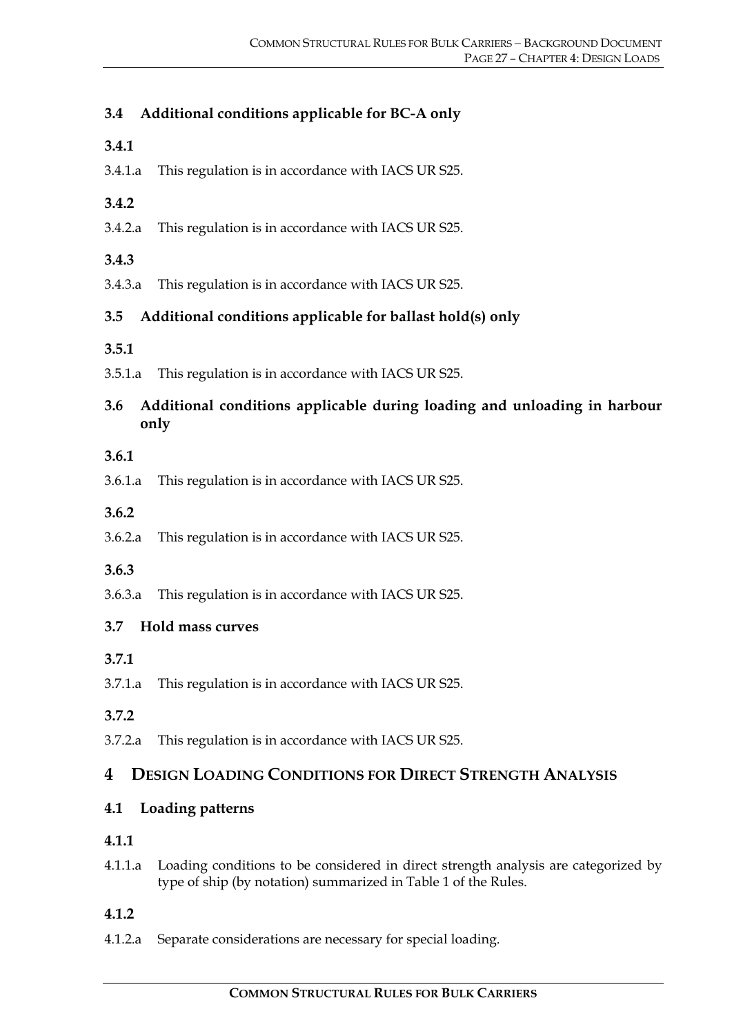### 3.4 Additional conditions applicable for BC-A only

#### 3.4.1

3.4.1.a This regulation is in accordance with IACS UR S25.

#### 3.4.2

3.4.2.a This regulation is in accordance with IACS UR S25.

#### 3.4.3

3.4.3.a This regulation is in accordance with IACS UR S25.

### 3.5 Additional conditions applicable for ballast hold(s) only

#### 3.5.1

3.5.1.a This regulation is in accordance with IACS UR S25.

### 3.6 Additional conditions applicable during loading and unloading in harbour only

#### 3.6.1

3.6.1.a This regulation is in accordance with IACS UR S25.

#### 3.6.2

3.6.2.a This regulation is in accordance with IACS UR S25.

#### 3.6.3

3.6.3.a This regulation is in accordance with IACS UR S25.

### 3.7 Hold mass curves

#### 3.7.1

3.7.1.a This regulation is in accordance with IACS UR S25.

#### 3.7.2

3.7.2.a This regulation is in accordance with IACS UR S25.

## 4 DESIGN LOADING CONDITIONS FOR DIRECT STRENGTH ANALYSIS

### 4.1 Loading patterns

#### 4.1.1

4.1.1.a Loading conditions to be considered in direct strength analysis are categorized by type of ship (by notation) summarized in Table 1 of the Rules.

#### 4.1.2

4.1.2.a Separate considerations are necessary for special loading.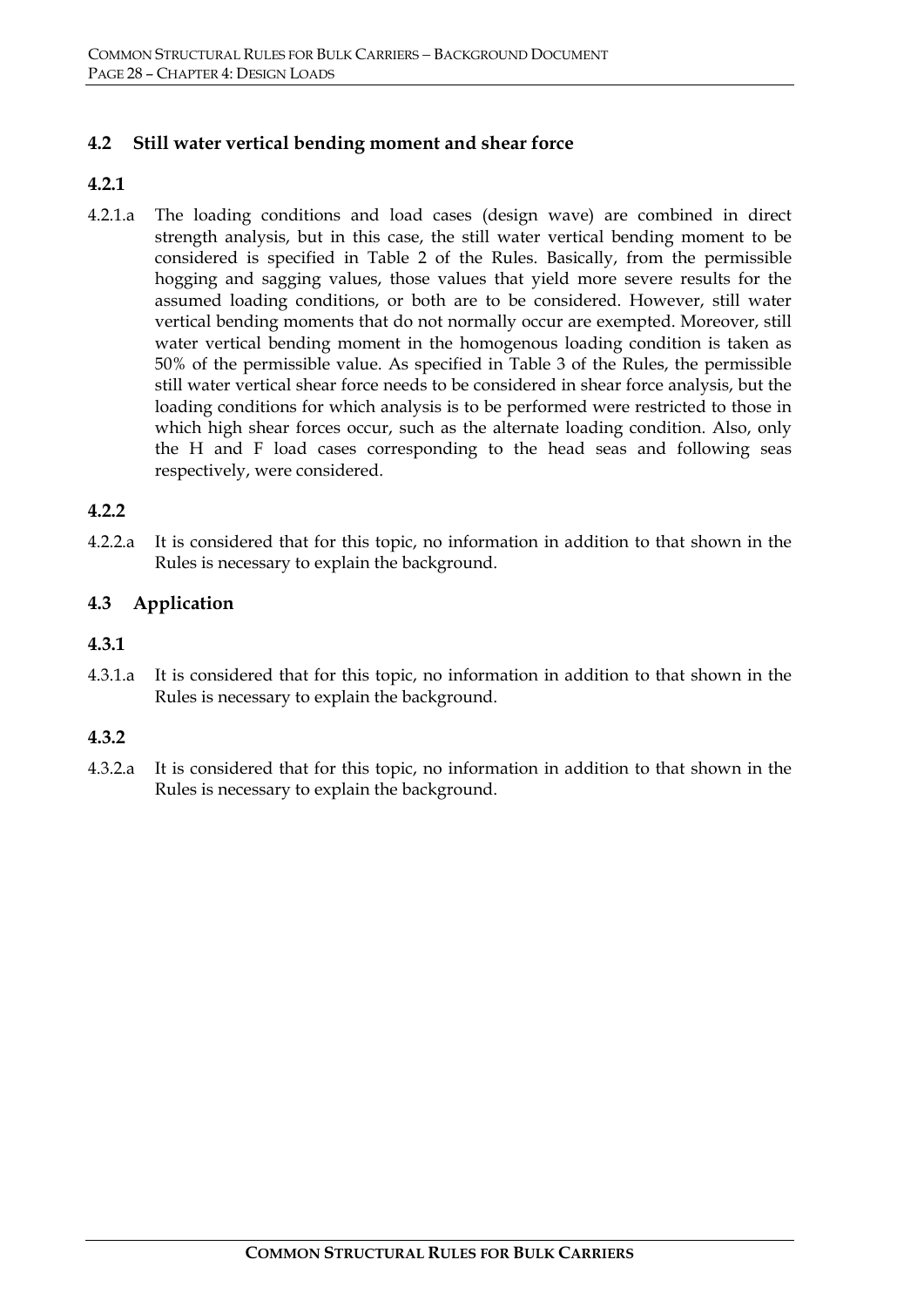## 4.2 Still water vertical bending moment and shear force

### 4.2.1

4.2.1.a The loading conditions and load cases (design wave) are combined in direct strength analysis, but in this case, the still water vertical bending moment to be considered is specified in Table 2 of the Rules. Basically, from the permissible hogging and sagging values, those values that yield more severe results for the assumed loading conditions, or both are to be considered. However, still water vertical bending moments that do not normally occur are exempted. Moreover, still water vertical bending moment in the homogenous loading condition is taken as 50% of the permissible value. As specified in Table 3 of the Rules, the permissible still water vertical shear force needs to be considered in shear force analysis, but the loading conditions for which analysis is to be performed were restricted to those in which high shear forces occur, such as the alternate loading condition. Also, only the H and F load cases corresponding to the head seas and following seas respectively, were considered.

### 4.2.2

4.2.2.a It is considered that for this topic, no information in addition to that shown in the Rules is necessary to explain the background.

## 4.3 Application

### 4.3.1

4.3.1.a It is considered that for this topic, no information in addition to that shown in the Rules is necessary to explain the background.

### 4.3.2

4.3.2.a It is considered that for this topic, no information in addition to that shown in the Rules is necessary to explain the background.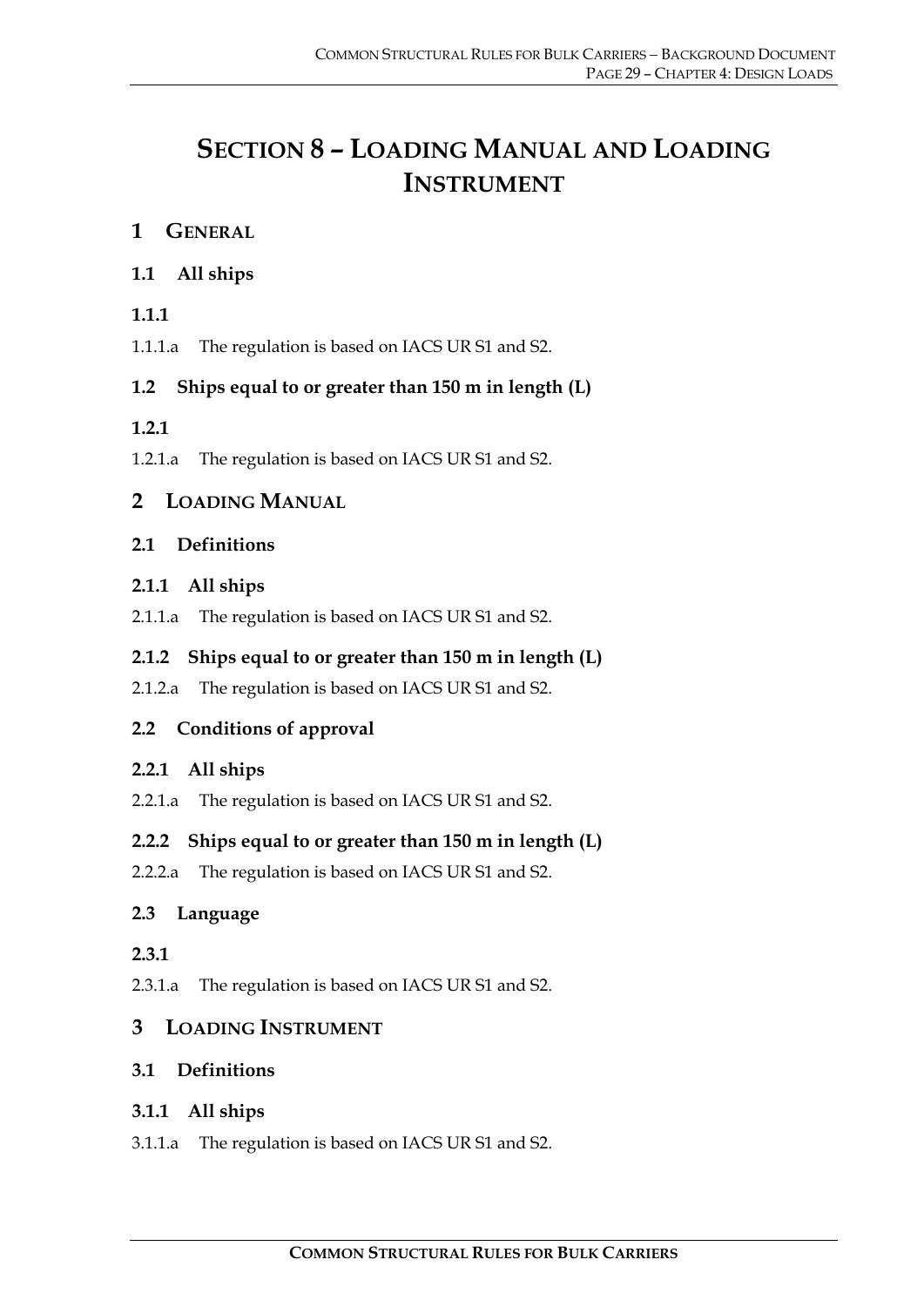# SECTION 8 – LOADING MANUAL AND LOADING INSTRUMENT

## 1 GENERAL

### 1.1 All ships

#### 1.1.1

1.1.1.a The regulation is based on IACS UR S1 and S2.

### 1.2 Ships equal to or greater than 150 m in length (L)

#### 1.2.1

1.2.1.a The regulation is based on IACS UR S1 and S2.

## 2 LOADING MANUAL

### 2.1 Definitions

#### 2.1.1 All ships

2.1.1.a The regulation is based on IACS UR S1 and S2.

#### 2.1.2 Ships equal to or greater than 150 m in length (L)

2.1.2.a The regulation is based on IACS UR S1 and S2.

### 2.2 Conditions of approval

#### 2.2.1 All ships

2.2.1.a The regulation is based on IACS UR S1 and S2.

#### 2.2.2 Ships equal to or greater than 150 m in length (L)

2.2.2.a The regulation is based on IACS UR S1 and S2.

### 2.3 Language

#### 2.3.1

2.3.1.a The regulation is based on IACS UR S1 and S2.

## 3 LOADING INSTRUMENT

### 3.1 Definitions

#### 3.1.1 All ships

3.1.1.a The regulation is based on IACS UR S1 and S2.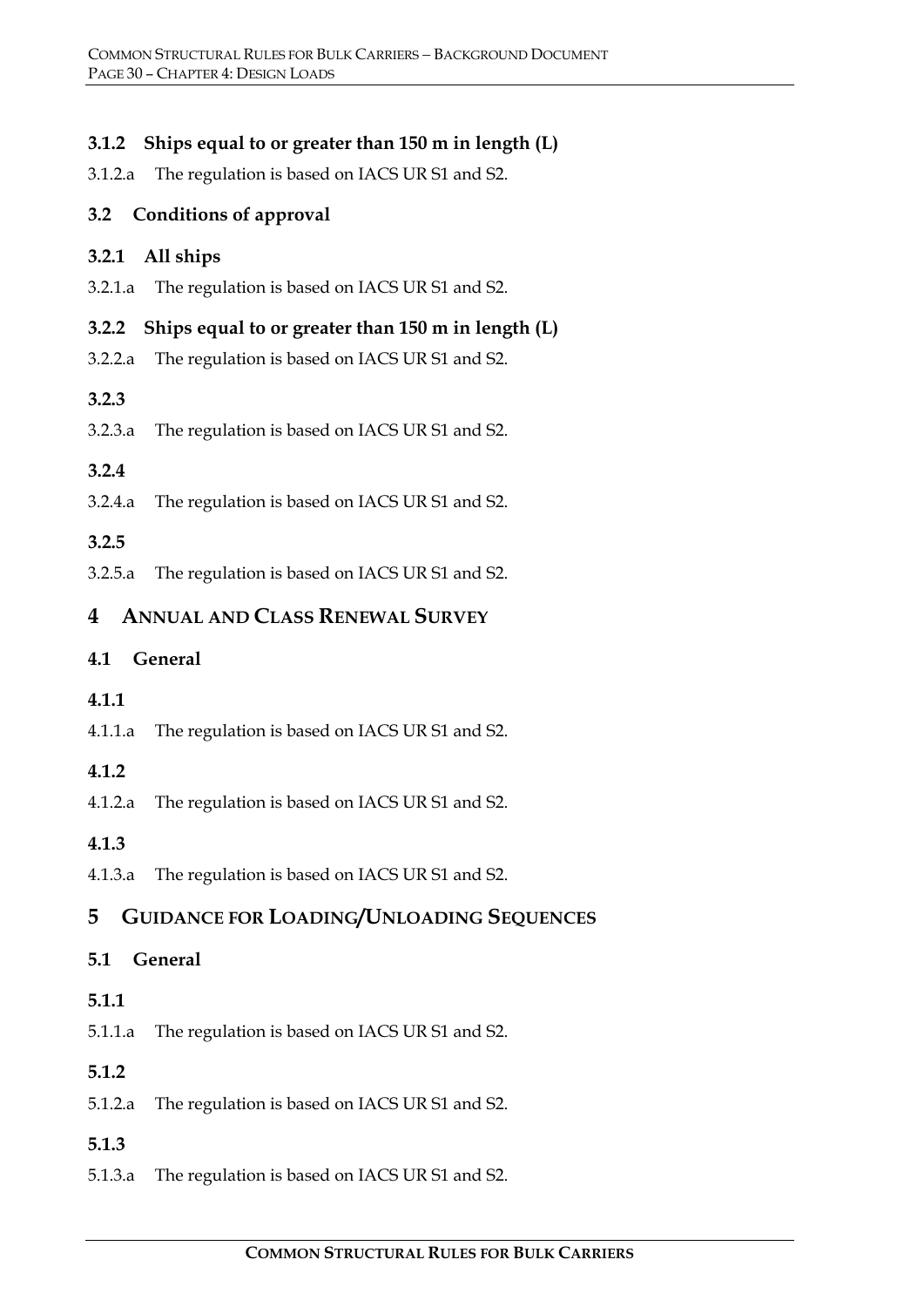### 3.1.2 Ships equal to or greater than 150 m in length (L)

3.1.2.a The regulation is based on IACS UR S1 and S2.

## 3.2 Conditions of approval

### 3.2.1 All ships

3.2.1.a The regulation is based on IACS UR S1 and S2.

### 3.2.2 Ships equal to or greater than 150 m in length (L)

3.2.2.a The regulation is based on IACS UR S1 and S2.

### 3.2.3

3.2.3.a The regulation is based on IACS UR S1 and S2.

### 3.2.4

3.2.4.a The regulation is based on IACS UR S1 and S2.

### 3.2.5

3.2.5.a The regulation is based on IACS UR S1 and S2.

# 4 ANNUAL AND CLASS RENEWAL SURVEY

## 4.1 General

### 4.1.1

4.1.1.a The regulation is based on IACS UR S1 and S2.

### 4.1.2

4.1.2.a The regulation is based on IACS UR S1 and S2.

### 4.1.3

4.1.3.a The regulation is based on IACS UR S1 and S2.

# 5 GUIDANCE FOR LOADING/UNLOADING SEQUENCES

## 5.1 General

### 5.1.1

5.1.1.a The regulation is based on IACS UR S1 and S2.

### 5.1.2

5.1.2.a The regulation is based on IACS UR S1 and S2.

### 5.1.3

5.1.3.a The regulation is based on IACS UR S1 and S2.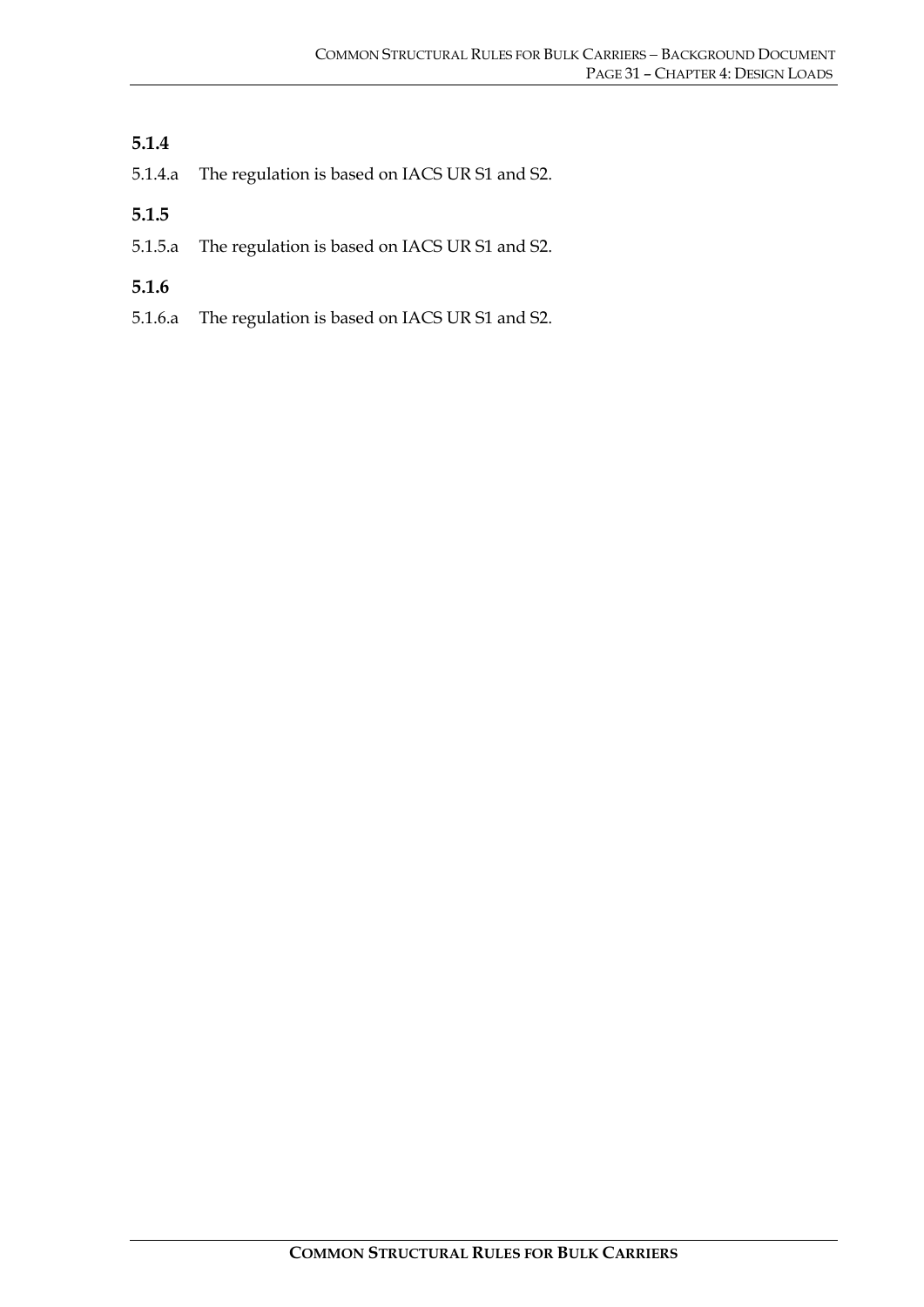### 5.1.4

5.1.4.a The regulation is based on IACS UR S1 and S2.

### 5.1.5

5.1.5.a The regulation is based on IACS UR S1 and S2.

### 5.1.6

5.1.6.a The regulation is based on IACS UR S1 and S2.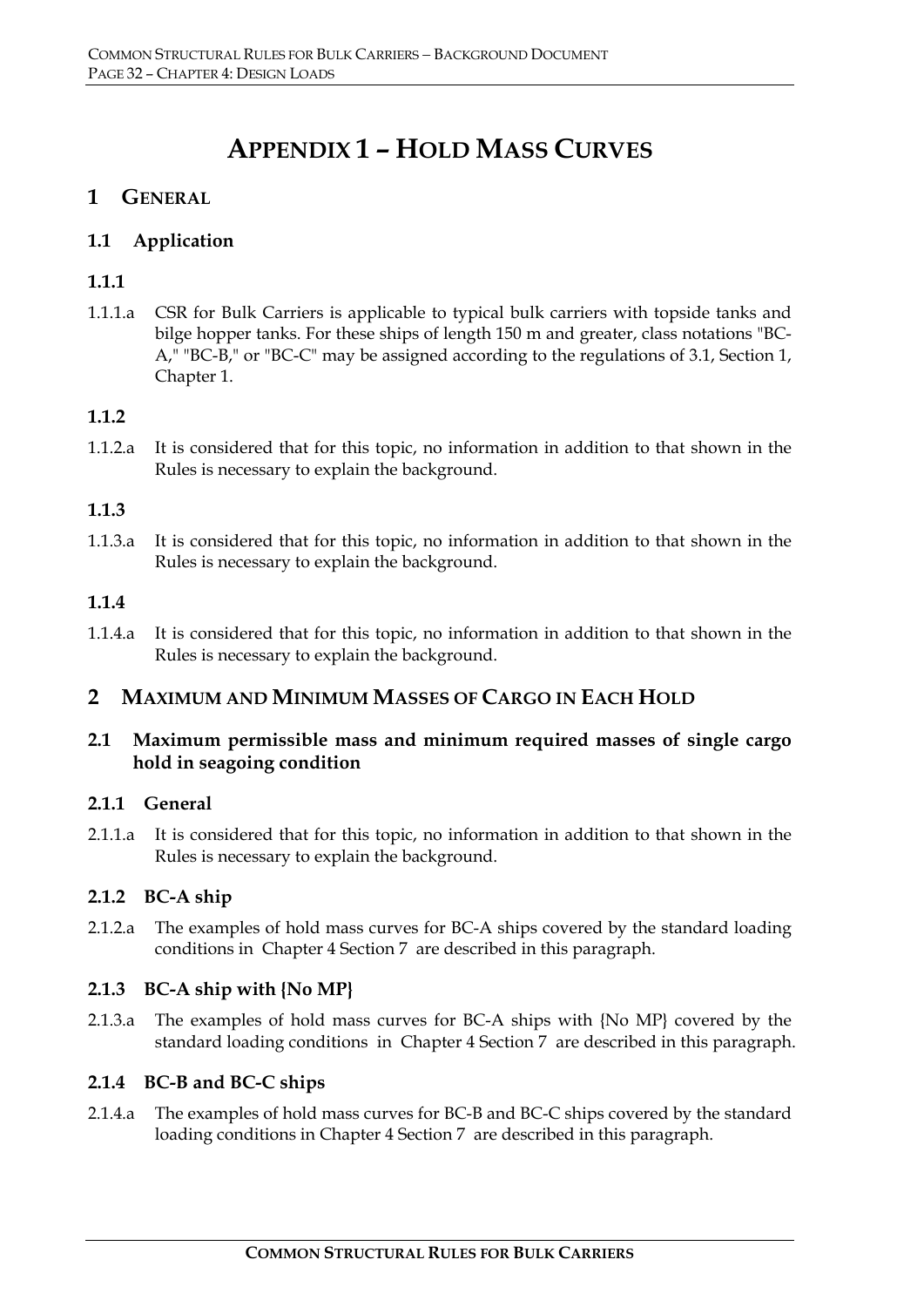# APPENDIX 1 – HOLD MASS CURVES

## 1 GENERAL

### 1.1 Application

#### 1.1.1

1.1.1.a CSR for Bulk Carriers is applicable to typical bulk carriers with topside tanks and bilge hopper tanks. For these ships of length 150 m and greater, class notations "BC-A," "BC-B," or "BC-C" may be assigned according to the regulations of 3.1, Section 1, Chapter 1.

#### 1.1.2

1.1.2.a It is considered that for this topic, no information in addition to that shown in the Rules is necessary to explain the background.

#### 1.1.3

1.1.3.a It is considered that for this topic, no information in addition to that shown in the Rules is necessary to explain the background.

#### 1.1.4

1.1.4.a It is considered that for this topic, no information in addition to that shown in the Rules is necessary to explain the background.

## 2 MAXIMUM AND MINIMUM MASSES OF CARGO IN EACH HOLD

### 2.1 Maximum permissible mass and minimum required masses of single cargo hold in seagoing condition

#### 2.1.1 General

2.1.1.a It is considered that for this topic, no information in addition to that shown in the Rules is necessary to explain the background.

#### 2.1.2 BC-A ship

2.1.2.a The examples of hold mass curves for BC-A ships covered by the standard loading conditions in Chapter 4 Section 7 are described in this paragraph.

#### 2.1.3 BC-A ship with {No MP}

2.1.3.a The examples of hold mass curves for BC-A ships with {No MP} covered by the standard loading conditions in Chapter 4 Section 7 are described in this paragraph.

#### 2.1.4 BC-B and BC-C ships

2.1.4.a The examples of hold mass curves for BC-B and BC-C ships covered by the standard loading conditions in Chapter 4 Section 7 are described in this paragraph.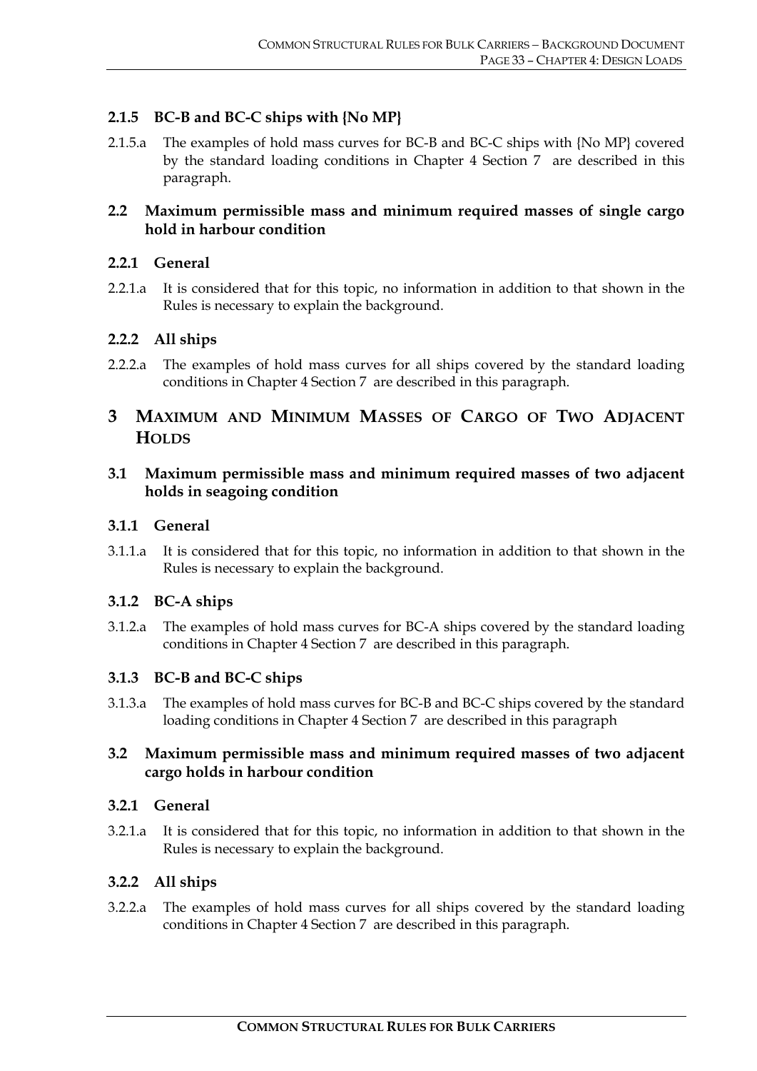### 2.1.5 BC-B and BC-C ships with {No MP}

2.1.5.a The examples of hold mass curves for BC-B and BC-C ships with {No MP} covered by the standard loading conditions in Chapter 4 Section 7 are described in this paragraph.

## 2.2 Maximum permissible mass and minimum required masses of single cargo hold in harbour condition

### 2.2.1 General

2.2.1.a It is considered that for this topic, no information in addition to that shown in the Rules is necessary to explain the background.

### 2.2.2 All ships

2.2.2.a The examples of hold mass curves for all ships covered by the standard loading conditions in Chapter 4 Section 7 are described in this paragraph.

# 3 Maximum and Minimum Masses of Cargo of Two Adjacent Holds

## 3.1 Maximum permissible mass and minimum required masses of two adjacent holds in seagoing condition

### 3.1.1 General

3.1.1.a It is considered that for this topic, no information in addition to that shown in the Rules is necessary to explain the background.

### 3.1.2 BC-A ships

3.1.2.a The examples of hold mass curves for BC-A ships covered by the standard loading conditions in Chapter 4 Section 7 are described in this paragraph.

### 3.1.3 BC-B and BC-C ships

3.1.3.a The examples of hold mass curves for BC-B and BC-C ships covered by the standard loading conditions in Chapter 4 Section 7 are described in this paragraph

## 3.2 Maximum permissible mass and minimum required masses of two adjacent cargo holds in harbour condition

### 3.2.1 General

3.2.1.a It is considered that for this topic, no information in addition to that shown in the Rules is necessary to explain the background.

### 3.2.2 All ships

3.2.2.a The examples of hold mass curves for all ships covered by the standard loading conditions in Chapter 4 Section 7 are described in this paragraph.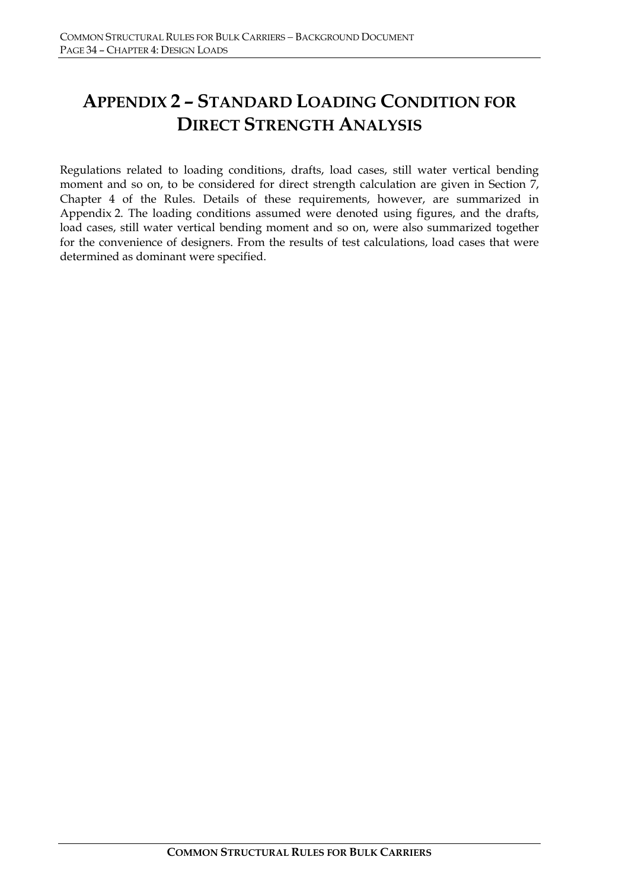# APPENDIX 2 – STANDARD LOADING CONDITION FOR DIRECT STRENGTH ANALYSIS

Regulations related to loading conditions, drafts, load cases, still water vertical bending moment and so on, to be considered for direct strength calculation are given in Section 7, Chapter 4 of the Rules. Details of these requirements, however, are summarized in Appendix 2. The loading conditions assumed were denoted using figures, and the drafts, load cases, still water vertical bending moment and so on, were also summarized together for the convenience of designers. From the results of test calculations, load cases that were determined as dominant were specified.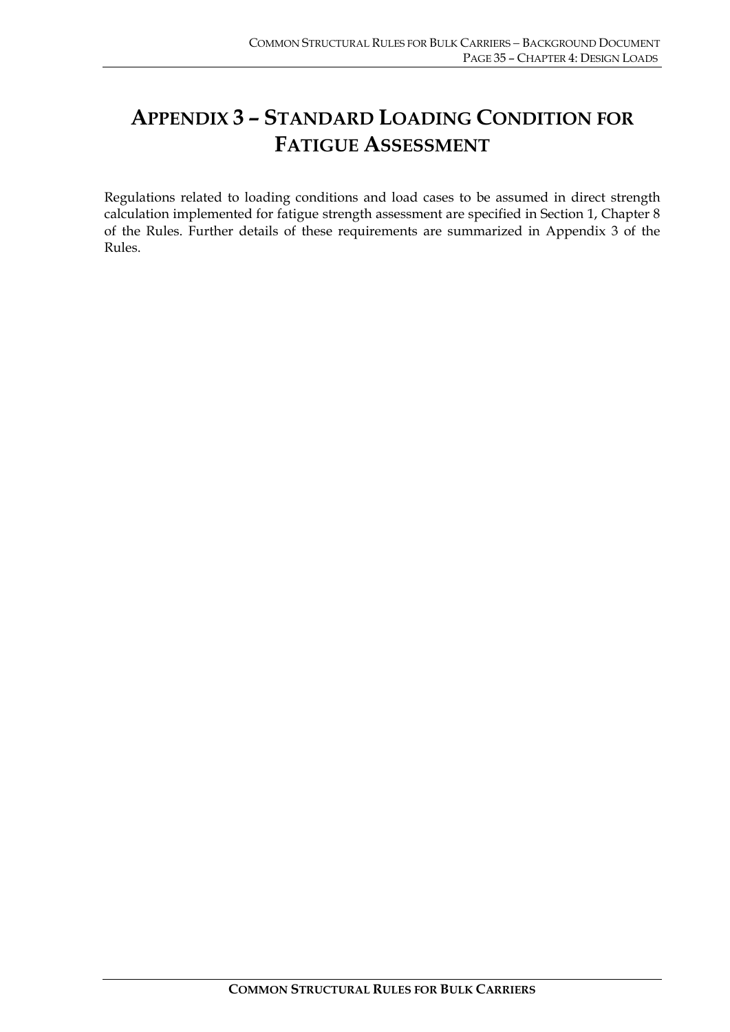# APPENDIX 3 – STANDARD LOADING CONDITION FOR FATIGUE ASSESSMENT

Regulations related to loading conditions and load cases to be assumed in direct strength calculation implemented for fatigue strength assessment are specified in Section 1, Chapter 8 of the Rules. Further details of these requirements are summarized in Appendix 3 of the Rules.